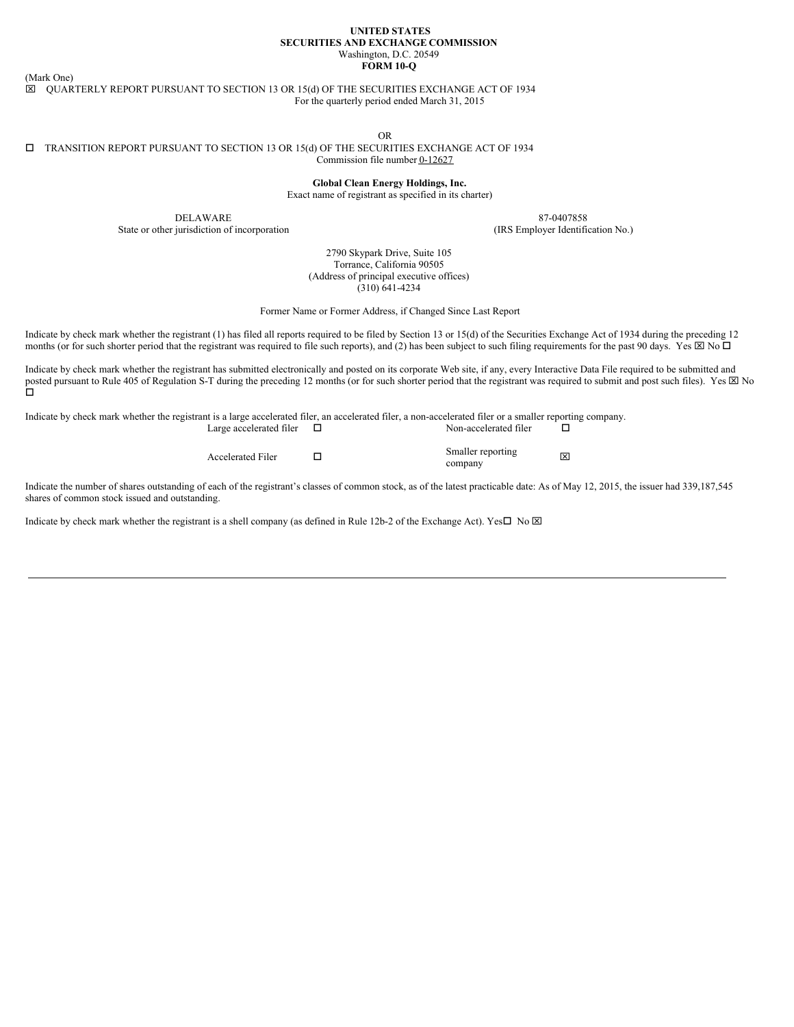**UNITED STATES**
**SECURITIES AND EXCHANGE COMMISSION**
Washington, D.C. 20549
**FORM 10-Q**

(Mark One)

☒ QUARTERLY REPORT PURSUANT TO SECTION 13 OR 15(d) OF THE SECURITIES EXCHANGE ACT OF 1934
For the quarterly period ended March 31, 2015

OR

☐ TRANSITION REPORT PURSUANT TO SECTION 13 OR 15(d) OF THE SECURITIES EXCHANGE ACT OF 1934
Commission file number 0-12627

**Global Clean Energy Holdings, Inc.**
Exact name of registrant as specified in its charter)

| DELAWARE | 87-0407858 |
|---|---|
| State or other jurisdiction of incorporation | (IRS Employer Identification No.) |

2790 Skypark Drive, Suite 105
Torrance, California 90505
(Address of principal executive offices)
(310) 641-4234

Former Name or Former Address, if Changed Since Last Report

Indicate by check mark whether the registrant (1) has filed all reports required to be filed by Section 13 or 15(d) of the Securities Exchange Act of 1934 during the preceding 12 months (or for such shorter period that the registrant was required to file such reports), and (2) has been subject to such filing requirements for the past 90 days. Yes ☒ No ☐

Indicate by check mark whether the registrant has submitted electronically and posted on its corporate Web site, if any, every Interactive Data File required to be submitted and posted pursuant to Rule 405 of Regulation S-T during the preceding 12 months (or for such shorter period that the registrant was required to submit and post such files). Yes ☒ No ☐

Indicate by check mark whether the registrant is a large accelerated filer, an accelerated filer, a non-accelerated filer or a smaller reporting company.

| | | | |
|---|---|---|---|
| Large accelerated filer | ☐ | Non-accelerated filer | ☐ |
| Accelerated Filer | ☐ | Smaller reporting company | ☒ |

Indicate the number of shares outstanding of each of the registrant's classes of common stock, as of the latest practicable date: As of May 12, 2015, the issuer had 339,187,545 shares of common stock issued and outstanding.

Indicate by check mark whether the registrant is a shell company (as defined in Rule 12b-2 of the Exchange Act). Yes☐ No ☒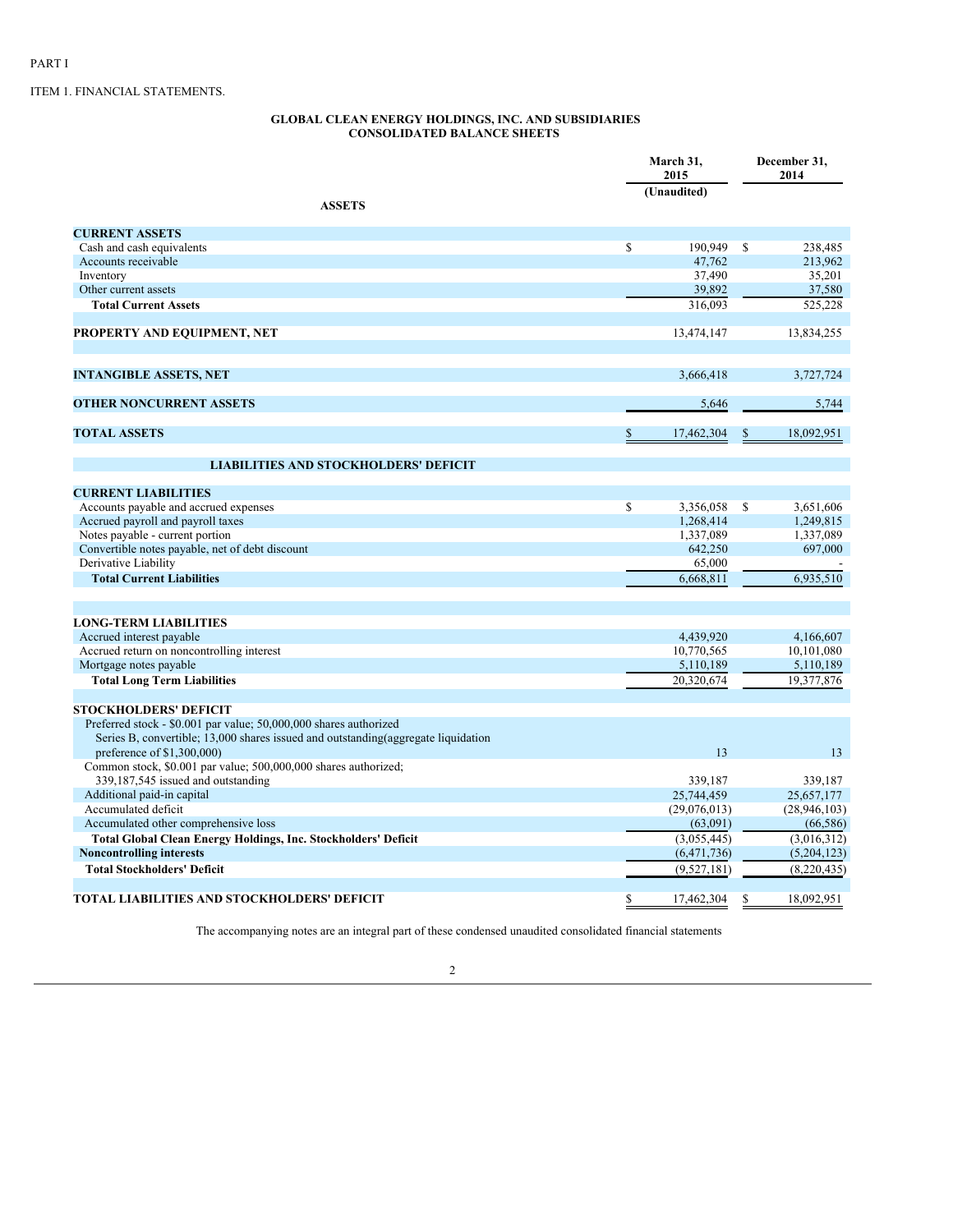PART I

ITEM 1. FINANCIAL STATEMENTS.

**GLOBAL CLEAN ENERGY HOLDINGS, INC. AND SUBSIDIARIES**
**CONSOLIDATED BALANCE SHEETS**

| | March 31, 2015 (Unaudited) | December 31, 2014 |
|---|---|---|
| **ASSETS** | | |
| **CURRENT ASSETS** | | |
| Cash and cash equivalents | $ 190,949 | $ 238,485 |
| Accounts receivable | 47,762 | 213,962 |
| Inventory | 37,490 | 35,201 |
| Other current assets | 39,892 | 37,580 |
| **Total Current Assets** | 316,093 | 525,228 |
| **PROPERTY AND EQUIPMENT, NET** | 13,474,147 | 13,834,255 |
| **INTANGIBLE ASSETS, NET** | 3,666,418 | 3,727,724 |
| **OTHER NONCURRENT ASSETS** | 5,646 | 5,744 |
| **TOTAL ASSETS** | $ 17,462,304 | $ 18,092,951 |
| **LIABILITIES AND STOCKHOLDERS' DEFICIT** | | |
| **CURRENT LIABILITIES** | | |
| Accounts payable and accrued expenses | $ 3,356,058 | $ 3,651,606 |
| Accrued payroll and payroll taxes | 1,268,414 | 1,249,815 |
| Notes payable - current portion | 1,337,089 | 1,337,089 |
| Convertible notes payable, net of debt discount | 642,250 | 697,000 |
| Derivative Liability | 65,000 | - |
| **Total Current Liabilities** | 6,668,811 | 6,935,510 |
| **LONG-TERM LIABILITIES** | | |
| Accrued interest payable | 4,439,920 | 4,166,607 |
| Accrued return on noncontrolling interest | 10,770,565 | 10,101,080 |
| Mortgage notes payable | 5,110,189 | 5,110,189 |
| **Total Long Term Liabilities** | 20,320,674 | 19,377,876 |
| **STOCKHOLDERS' DEFICIT** | | |
| Preferred stock - $0.001 par value; 50,000,000 shares authorized Series B, convertible; 13,000 shares issued and outstanding(aggregate liquidation preference of $1,300,000) | 13 | 13 |
| Common stock, $0.001 par value; 500,000,000 shares authorized; 339,187,545 issued and outstanding | 339,187 | 339,187 |
| Additional paid-in capital | 25,744,459 | 25,657,177 |
| Accumulated deficit | (29,076,013) | (28,946,103) |
| Accumulated other comprehensive loss | (63,091) | (66,586) |
| **Total Global Clean Energy Holdings, Inc. Stockholders' Deficit** | (3,055,445) | (3,016,312) |
| **Noncontrolling interests** | (6,471,736) | (5,204,123) |
| **Total Stockholders' Deficit** | (9,527,181) | (8,220,435) |
| **TOTAL LIABILITIES AND STOCKHOLDERS' DEFICIT** | $ 17,462,304 | $ 18,092,951 |

The accompanying notes are an integral part of these condensed unaudited consolidated financial statements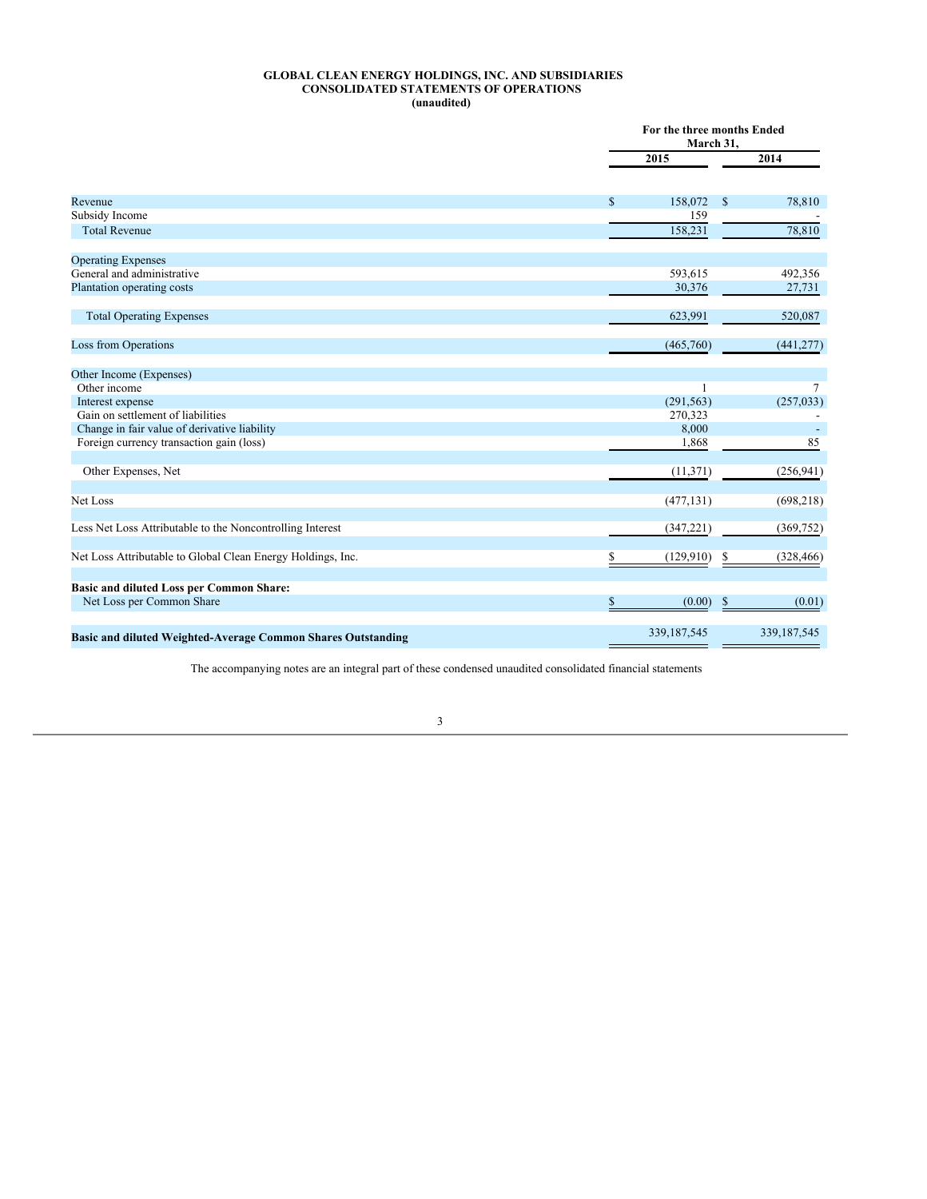**GLOBAL CLEAN ENERGY HOLDINGS, INC. AND SUBSIDIARIES**
**CONSOLIDATED STATEMENTS OF OPERATIONS**
**(unaudited)**

| | For the three months Ended March 31, | |
|---|---|---|
| | **2015** | **2014** |
| Revenue | $ 158,072 | $ 78,810 |
| Subsidy Income | 159 | - |
| Total Revenue | 158,231 | 78,810 |
| | | |
| Operating Expenses | | |
| General and administrative | 593,615 | 492,356 |
| Plantation operating costs | 30,376 | 27,731 |
| | | |
| Total Operating Expenses | 623,991 | 520,087 |
| | | |
| Loss from Operations | (465,760) | (441,277) |
| | | |
| Other Income (Expenses) | | |
| Other income | 1 | 7 |
| Interest expense | (291,563) | (257,033) |
| Gain on settlement of liabilities | 270,323 | - |
| Change in fair value of derivative liability | 8,000 | - |
| Foreign currency transaction gain (loss) | 1,868 | 85 |
| | | |
| Other Expenses, Net | (11,371) | (256,941) |
| | | |
| Net Loss | (477,131) | (698,218) |
| | | |
| Less Net Loss Attributable to the Noncontrolling Interest | (347,221) | (369,752) |
| | | |
| Net Loss Attributable to Global Clean Energy Holdings, Inc. | $ (129,910) | $ (328,466) |
| | | |
| **Basic and diluted Loss per Common Share:** | | |
| Net Loss per Common Share | $ (0.00) | $ (0.01) |
| | | |
| **Basic and diluted Weighted-Average Common Shares Outstanding** | 339,187,545 | 339,187,545 |

The accompanying notes are an integral part of these condensed unaudited consolidated financial statements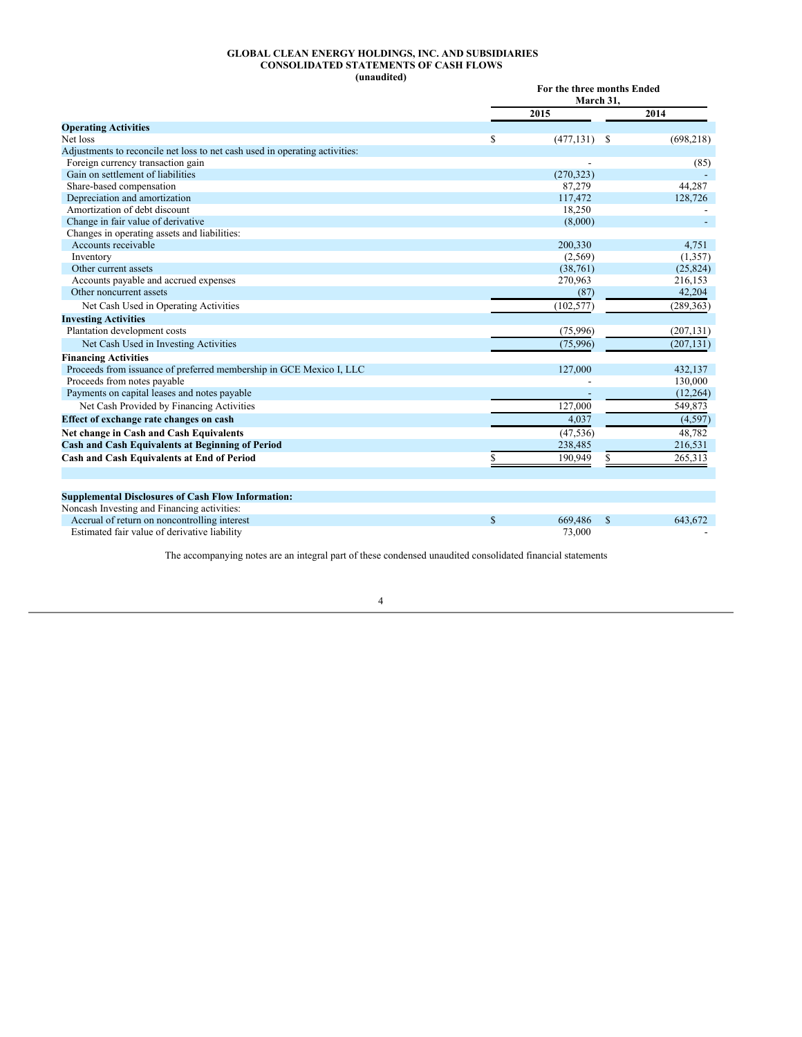**GLOBAL CLEAN ENERGY HOLDINGS, INC. AND SUBSIDIARIES**
**CONSOLIDATED STATEMENTS OF CASH FLOWS**
**(unaudited)**

| | For the three months Ended March 31, | |
|---|---|---|
| | 2015 | 2014 |
| **Operating Activities** | | |
| Net loss | $ (477,131) | $ (698,218) |
| Adjustments to reconcile net loss to net cash used in operating activities: | | |
| Foreign currency transaction gain | - | (85) |
| Gain on settlement of liabilities | (270,323) | - |
| Share-based compensation | 87,279 | 44,287 |
| Depreciation and amortization | 117,472 | 128,726 |
| Amortization of debt discount | 18,250 | - |
| Change in fair value of derivative | (8,000) | - |
| Changes in operating assets and liabilities: | | |
| Accounts receivable | 200,330 | 4,751 |
| Inventory | (2,569) | (1,357) |
| Other current assets | (38,761) | (25,824) |
| Accounts payable and accrued expenses | 270,963 | 216,153 |
| Other noncurrent assets | (87) | 42,204 |
| Net Cash Used in Operating Activities | (102,577) | (289,363) |
| **Investing Activities** | | |
| Plantation development costs | (75,996) | (207,131) |
| Net Cash Used in Investing Activities | (75,996) | (207,131) |
| **Financing Activities** | | |
| Proceeds from issuance of preferred membership in GCE Mexico I, LLC | 127,000 | 432,137 |
| Proceeds from notes payable | - | 130,000 |
| Payments on capital leases and notes payable | - | (12,264) |
| Net Cash Provided by Financing Activities | 127,000 | 549,873 |
| **Effect of exchange rate changes on cash** | 4,037 | (4,597) |
| **Net change in Cash and Cash Equivalents** | (47,536) | 48,782 |
| **Cash and Cash Equivalents at Beginning of Period** | 238,485 | 216,531 |
| **Cash and Cash Equivalents at End of Period** | $ 190,949 | $ 265,313 |
| | | |
| **Supplemental Disclosures of Cash Flow Information:** | | |
| Noncash Investing and Financing activities: | | |
| Accrual of return on noncontrolling interest | $ 669,486 | $ 643,672 |
| Estimated fair value of derivative liability | 73,000 | - |

The accompanying notes are an integral part of these condensed unaudited consolidated financial statements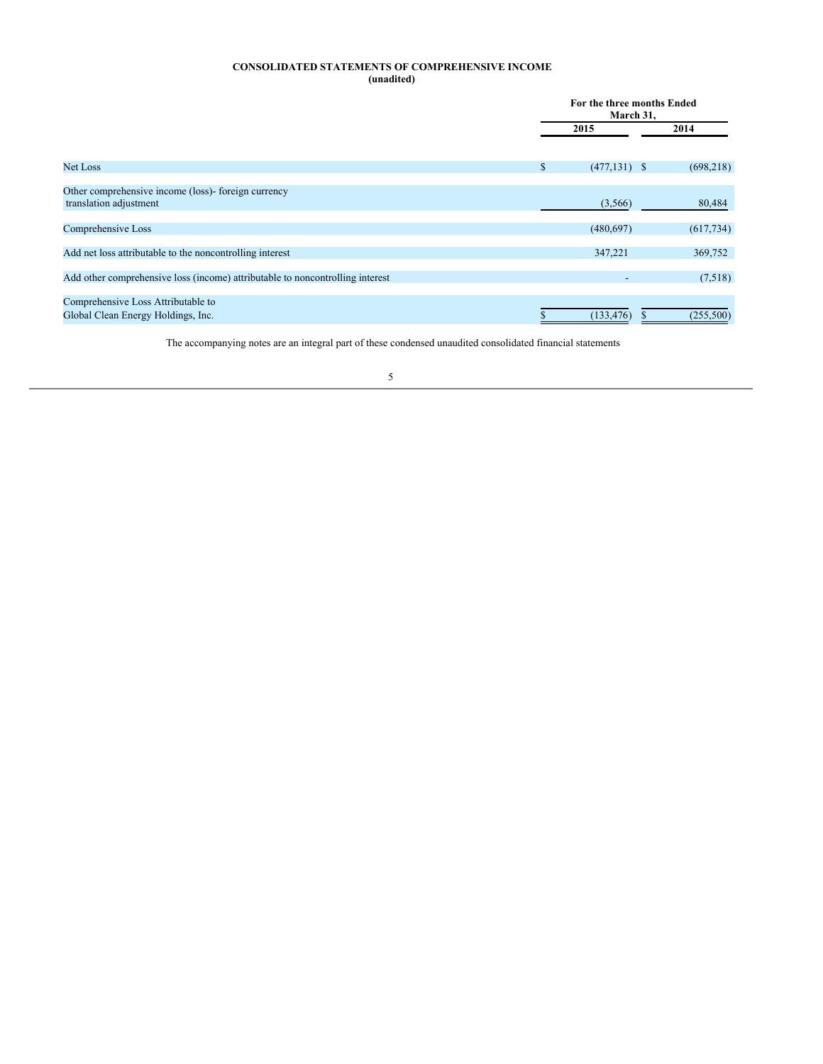**CONSOLIDATED STATEMENTS OF COMPREHENSIVE INCOME**
**(unadited)**

| | For the three months Ended March 31, | |
|---|---|---|
| | 2015 | 2014 |
| Net Loss | $ (477,131) | $ (698,218) |
| Other comprehensive income (loss)- foreign currency translation adjustment | (3,566) | 80,484 |
| Comprehensive Loss | (480,697) | (617,734) |
| Add net loss attributable to the noncontrolling interest | 347,221 | 369,752 |
| Add other comprehensive loss (income) attributable to noncontrolling interest | - | (7,518) |
| Comprehensive Loss Attributable to Global Clean Energy Holdings, Inc. | $ (133,476) | $ (255,500) |

The accompanying notes are an integral part of these condensed unaudited consolidated financial statements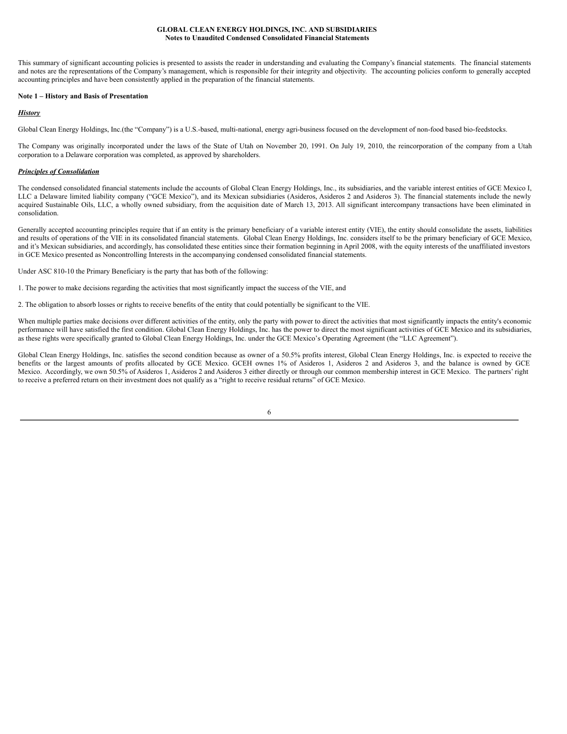This summary of significant accounting policies is presented to assists the reader in understanding and evaluating the Company's financial statements. The financial statements and notes are the representations of the Company's management, which is responsible for their integrity and objectivity. The accounting policies conform to generally accepted accounting principles and have been consistently applied in the preparation of the financial statements.

**Note 1 – History and Basis of Presentation**

***History***

Global Clean Energy Holdings, Inc.(the "Company") is a U.S.-based, multi-national, energy agri-business focused on the development of non-food based bio-feedstocks.

The Company was originally incorporated under the laws of the State of Utah on November 20, 1991. On July 19, 2010, the reincorporation of the company from a Utah corporation to a Delaware corporation was completed, as approved by shareholders.

***Principles of Consolidation***

The condensed consolidated financial statements include the accounts of Global Clean Energy Holdings, Inc., its subsidiaries, and the variable interest entities of GCE Mexico I, LLC a Delaware limited liability company ("GCE Mexico"), and its Mexican subsidiaries (Asideros, Asideros 2 and Asideros 3). The financial statements include the newly acquired Sustainable Oils, LLC, a wholly owned subsidiary, from the acquisition date of March 13, 2013. All significant intercompany transactions have been eliminated in consolidation.

Generally accepted accounting principles require that if an entity is the primary beneficiary of a variable interest entity (VIE), the entity should consolidate the assets, liabilities and results of operations of the VIE in its consolidated financial statements. Global Clean Energy Holdings, Inc. considers itself to be the primary beneficiary of GCE Mexico, and it's Mexican subsidiaries, and accordingly, has consolidated these entities since their formation beginning in April 2008, with the equity interests of the unaffiliated investors in GCE Mexico presented as Noncontrolling Interests in the accompanying condensed consolidated financial statements.

Under ASC 810-10 the Primary Beneficiary is the party that has both of the following:

1. The power to make decisions regarding the activities that most significantly impact the success of the VIE, and

2. The obligation to absorb losses or rights to receive benefits of the entity that could potentially be significant to the VIE.

When multiple parties make decisions over different activities of the entity, only the party with power to direct the activities that most significantly impacts the entity's economic performance will have satisfied the first condition. Global Clean Energy Holdings, Inc. has the power to direct the most significant activities of GCE Mexico and its subsidiaries, as these rights were specifically granted to Global Clean Energy Holdings, Inc. under the GCE Mexico's Operating Agreement (the "LLC Agreement").

Global Clean Energy Holdings, Inc. satisfies the second condition because as owner of a 50.5% profits interest, Global Clean Energy Holdings, Inc. is expected to receive the benefits or the largest amounts of profits allocated by GCE Mexico. GCEH ownes 1% of Asideros 1, Asideros 2 and Asideros 3, and the balance is owned by GCE Mexico. Accordingly, we own 50.5% of Asideros 1, Asideros 2 and Asideros 3 either directly or through our common membership interest in GCE Mexico. The partners' right to receive a preferred return on their investment does not qualify as a "right to receive residual returns" of GCE Mexico.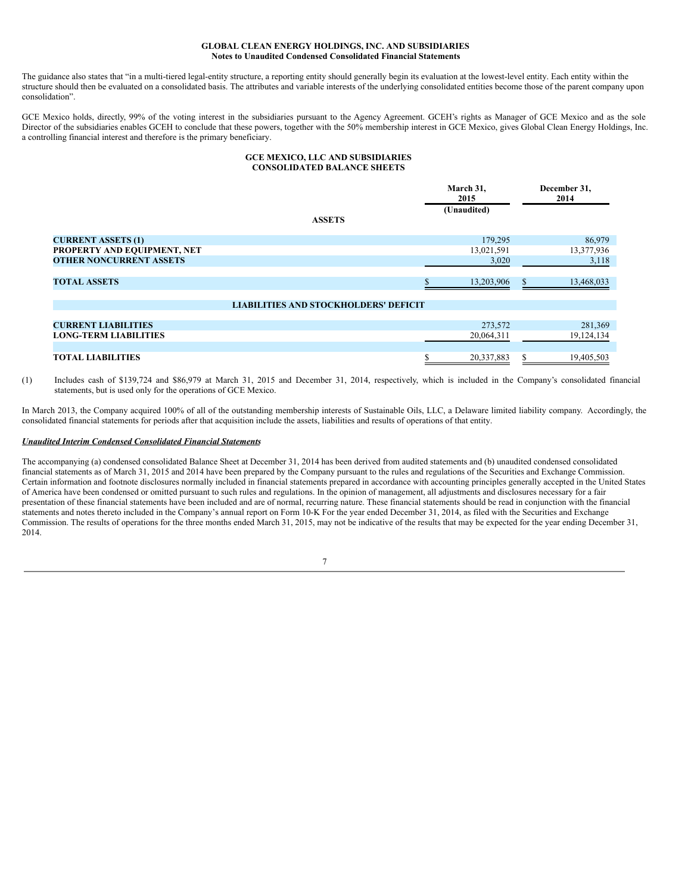**GLOBAL CLEAN ENERGY HOLDINGS, INC. AND SUBSIDIARIES**
**Notes to Unaudited Condensed Consolidated Financial Statements**

The guidance also states that "in a multi-tiered legal-entity structure, a reporting entity should generally begin its evaluation at the lowest-level entity. Each entity within the structure should then be evaluated on a consolidated basis. The attributes and variable interests of the underlying consolidated entities become those of the parent company upon consolidation".

GCE Mexico holds, directly, 99% of the voting interest in the subsidiaries pursuant to the Agency Agreement. GCEH's rights as Manager of GCE Mexico and as the sole Director of the subsidiaries enables GCEH to conclude that these powers, together with the 50% membership interest in GCE Mexico, gives Global Clean Energy Holdings, Inc. a controlling financial interest and therefore is the primary beneficiary.

**GCE MEXICO, LLC AND SUBSIDIARIES**
**CONSOLIDATED BALANCE SHEETS**

| | March 31, 2015 (Unaudited) | December 31, 2014 |
|---|---|---|
| **ASSETS** | | |
| **CURRENT ASSETS (1)** | 179,295 | 86,979 |
| **PROPERTY AND EQUIPMENT, NET** | 13,021,591 | 13,377,936 |
| **OTHER NONCURRENT ASSETS** | 3,020 | 3,118 |
| **TOTAL ASSETS** | $ 13,203,906 | $ 13,468,033 |
| **LIABILITIES AND STOCKHOLDERS' DEFICIT** | | |
| **CURRENT LIABILITIES** | 273,572 | 281,369 |
| **LONG-TERM LIABILITIES** | 20,064,311 | 19,124,134 |
| **TOTAL LIABILITIES** | $ 20,337,883 | $ 19,405,503 |

(1) Includes cash of $139,724 and $86,979 at March 31, 2015 and December 31, 2014, respectively, which is included in the Company's consolidated financial statements, but is used only for the operations of GCE Mexico.

In March 2013, the Company acquired 100% of all of the outstanding membership interests of Sustainable Oils, LLC, a Delaware limited liability company. Accordingly, the consolidated financial statements for periods after that acquisition include the assets, liabilities and results of operations of that entity.

***Unaudited Interim Condensed Consolidated Financial Statements***

The accompanying (a) condensed consolidated Balance Sheet at December 31, 2014 has been derived from audited statements and (b) unaudited condensed consolidated financial statements as of March 31, 2015 and 2014 have been prepared by the Company pursuant to the rules and regulations of the Securities and Exchange Commission. Certain information and footnote disclosures normally included in financial statements prepared in accordance with accounting principles generally accepted in the United States of America have been condensed or omitted pursuant to such rules and regulations. In the opinion of management, all adjustments and disclosures necessary for a fair presentation of these financial statements have been included and are of normal, recurring nature. These financial statements should be read in conjunction with the financial statements and notes thereto included in the Company's annual report on Form 10-K For the year ended December 31, 2014, as filed with the Securities and Exchange Commission. The results of operations for the three months ended March 31, 2015, may not be indicative of the results that may be expected for the year ending December 31, 2014.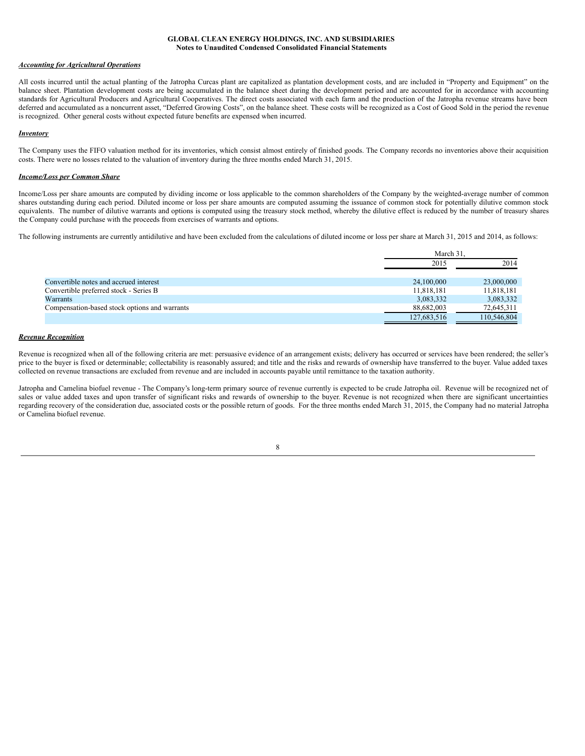**GLOBAL CLEAN ENERGY HOLDINGS, INC. AND SUBSIDIARIES**
**Notes to Unaudited Condensed Consolidated Financial Statements**

***Accounting for Agricultural Operations***

All costs incurred until the actual planting of the Jatropha Curcas plant are capitalized as plantation development costs, and are included in "Property and Equipment" on the balance sheet. Plantation development costs are being accumulated in the balance sheet during the development period and are accounted for in accordance with accounting standards for Agricultural Producers and Agricultural Cooperatives. The direct costs associated with each farm and the production of the Jatropha revenue streams have been deferred and accumulated as a noncurrent asset, "Deferred Growing Costs", on the balance sheet. These costs will be recognized as a Cost of Good Sold in the period the revenue is recognized. Other general costs without expected future benefits are expensed when incurred.

***Inventory***

The Company uses the FIFO valuation method for its inventories, which consist almost entirely of finished goods. The Company records no inventories above their acquisition costs. There were no losses related to the valuation of inventory during the three months ended March 31, 2015.

***Income/Loss per Common Share***

Income/Loss per share amounts are computed by dividing income or loss applicable to the common shareholders of the Company by the weighted-average number of common shares outstanding during each period. Diluted income or loss per share amounts are computed assuming the issuance of common stock for potentially dilutive common stock equivalents. The number of dilutive warrants and options is computed using the treasury stock method, whereby the dilutive effect is reduced by the number of treasury shares the Company could purchase with the proceeds from exercises of warrants and options.

The following instruments are currently antidilutive and have been excluded from the calculations of diluted income or loss per share at March 31, 2015 and 2014, as follows:

| | March 31, | |
|---|---|---|
| | 2015 | 2014 |
| Convertible notes and accrued interest | 24,100,000 | 23,000,000 |
| Convertible preferred stock - Series B | 11,818,181 | 11,818,181 |
| Warrants | 3,083,332 | 3,083,332 |
| Compensation-based stock options and warrants | 88,682,003 | 72,645,311 |
| | 127,683,516 | 110,546,804 |

***Revenue Recognition***

Revenue is recognized when all of the following criteria are met: persuasive evidence of an arrangement exists; delivery has occurred or services have been rendered; the seller's price to the buyer is fixed or determinable; collectability is reasonably assured; and title and the risks and rewards of ownership have transferred to the buyer. Value added taxes collected on revenue transactions are excluded from revenue and are included in accounts payable until remittance to the taxation authority.

Jatropha and Camelina biofuel revenue - The Company's long-term primary source of revenue currently is expected to be crude Jatropha oil. Revenue will be recognized net of sales or value added taxes and upon transfer of significant risks and rewards of ownership to the buyer. Revenue is not recognized when there are significant uncertainties regarding recovery of the consideration due, associated costs or the possible return of goods. For the three months ended March 31, 2015, the Company had no material Jatropha or Camelina biofuel revenue.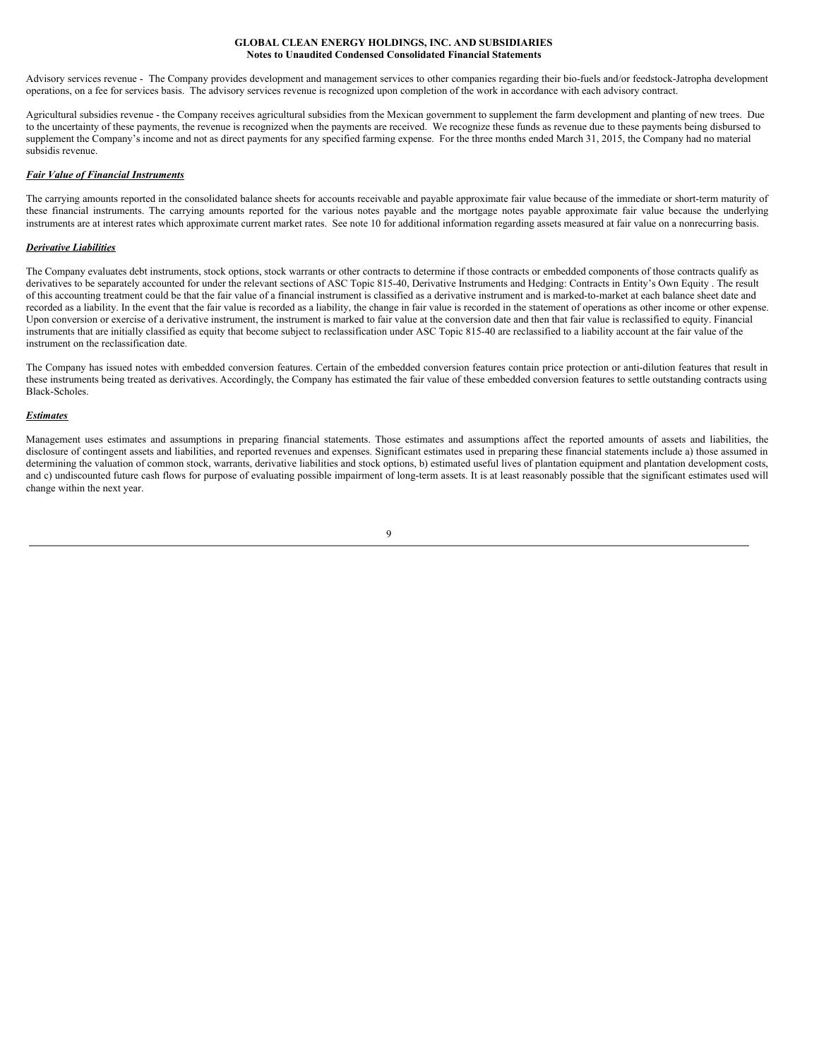Advisory services revenue - The Company provides development and management services to other companies regarding their bio-fuels and/or feedstock-Jatropha development operations, on a fee for services basis. The advisory services revenue is recognized upon completion of the work in accordance with each advisory contract.

Agricultural subsidies revenue - the Company receives agricultural subsidies from the Mexican government to supplement the farm development and planting of new trees. Due to the uncertainty of these payments, the revenue is recognized when the payments are received. We recognize these funds as revenue due to these payments being disbursed to supplement the Company's income and not as direct payments for any specified farming expense. For the three months ended March 31, 2015, the Company had no material subsidis revenue.

***Fair Value of Financial Instruments***

The carrying amounts reported in the consolidated balance sheets for accounts receivable and payable approximate fair value because of the immediate or short-term maturity of these financial instruments. The carrying amounts reported for the various notes payable and the mortgage notes payable approximate fair value because the underlying instruments are at interest rates which approximate current market rates. See note 10 for additional information regarding assets measured at fair value on a nonrecurring basis.

***Derivative Liabilities***

The Company evaluates debt instruments, stock options, stock warrants or other contracts to determine if those contracts or embedded components of those contracts qualify as derivatives to be separately accounted for under the relevant sections of ASC Topic 815-40, Derivative Instruments and Hedging: Contracts in Entity's Own Equity . The result of this accounting treatment could be that the fair value of a financial instrument is classified as a derivative instrument and is marked-to-market at each balance sheet date and recorded as a liability. In the event that the fair value is recorded as a liability, the change in fair value is recorded in the statement of operations as other income or other expense. Upon conversion or exercise of a derivative instrument, the instrument is marked to fair value at the conversion date and then that fair value is reclassified to equity. Financial instruments that are initially classified as equity that become subject to reclassification under ASC Topic 815-40 are reclassified to a liability account at the fair value of the instrument on the reclassification date.

The Company has issued notes with embedded conversion features. Certain of the embedded conversion features contain price protection or anti-dilution features that result in these instruments being treated as derivatives. Accordingly, the Company has estimated the fair value of these embedded conversion features to settle outstanding contracts using Black-Scholes.

***Estimates***

Management uses estimates and assumptions in preparing financial statements. Those estimates and assumptions affect the reported amounts of assets and liabilities, the disclosure of contingent assets and liabilities, and reported revenues and expenses. Significant estimates used in preparing these financial statements include a) those assumed in determining the valuation of common stock, warrants, derivative liabilities and stock options, b) estimated useful lives of plantation equipment and plantation development costs, and c) undiscounted future cash flows for purpose of evaluating possible impairment of long-term assets. It is at least reasonably possible that the significant estimates used will change within the next year.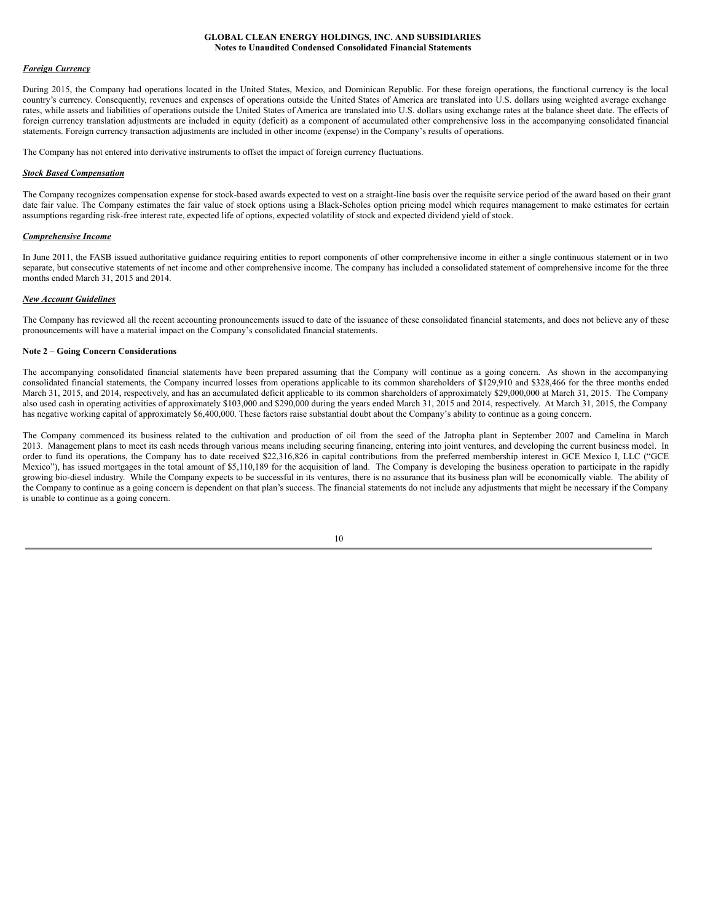***Foreign Currency***

During 2015, the Company had operations located in the United States, Mexico, and Dominican Republic. For these foreign operations, the functional currency is the local country's currency. Consequently, revenues and expenses of operations outside the United States of America are translated into U.S. dollars using weighted average exchange rates, while assets and liabilities of operations outside the United States of America are translated into U.S. dollars using exchange rates at the balance sheet date. The effects of foreign currency translation adjustments are included in equity (deficit) as a component of accumulated other comprehensive loss in the accompanying consolidated financial statements. Foreign currency transaction adjustments are included in other income (expense) in the Company's results of operations.

The Company has not entered into derivative instruments to offset the impact of foreign currency fluctuations.

***Stock Based Compensation***

The Company recognizes compensation expense for stock-based awards expected to vest on a straight-line basis over the requisite service period of the award based on their grant date fair value. The Company estimates the fair value of stock options using a Black-Scholes option pricing model which requires management to make estimates for certain assumptions regarding risk-free interest rate, expected life of options, expected volatility of stock and expected dividend yield of stock.

***Comprehensive Income***

In June 2011, the FASB issued authoritative guidance requiring entities to report components of other comprehensive income in either a single continuous statement or in two separate, but consecutive statements of net income and other comprehensive income. The company has included a consolidated statement of comprehensive income for the three months ended March 31, 2015 and 2014.

***New Account Guidelines***

The Company has reviewed all the recent accounting pronouncements issued to date of the issuance of these consolidated financial statements, and does not believe any of these pronouncements will have a material impact on the Company's consolidated financial statements.

**Note 2 – Going Concern Considerations**

The accompanying consolidated financial statements have been prepared assuming that the Company will continue as a going concern. As shown in the accompanying consolidated financial statements, the Company incurred losses from operations applicable to its common shareholders of $129,910 and $328,466 for the three months ended March 31, 2015, and 2014, respectively, and has an accumulated deficit applicable to its common shareholders of approximately $29,000,000 at March 31, 2015. The Company also used cash in operating activities of approximately $103,000 and $290,000 during the years ended March 31, 2015 and 2014, respectively. At March 31, 2015, the Company has negative working capital of approximately $6,400,000. These factors raise substantial doubt about the Company's ability to continue as a going concern.

The Company commenced its business related to the cultivation and production of oil from the seed of the Jatropha plant in September 2007 and Camelina in March 2013. Management plans to meet its cash needs through various means including securing financing, entering into joint ventures, and developing the current business model. In order to fund its operations, the Company has to date received $22,316,826 in capital contributions from the preferred membership interest in GCE Mexico I, LLC ("GCE Mexico"), has issued mortgages in the total amount of $5,110,189 for the acquisition of land. The Company is developing the business operation to participate in the rapidly growing bio-diesel industry. While the Company expects to be successful in its ventures, there is no assurance that its business plan will be economically viable. The ability of the Company to continue as a going concern is dependent on that plan's success. The financial statements do not include any adjustments that might be necessary if the Company is unable to continue as a going concern.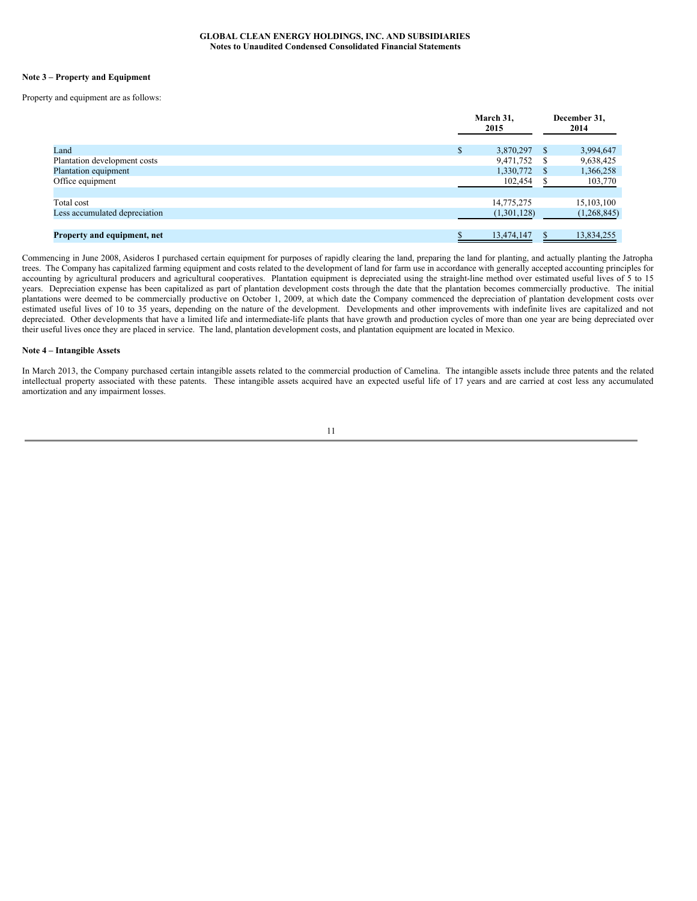**GLOBAL CLEAN ENERGY HOLDINGS, INC. AND SUBSIDIARIES**
**Notes to Unaudited Condensed Consolidated Financial Statements**

**Note 3 – Property and Equipment**

Property and equipment are as follows:

| | March 31, 2015 | December 31, 2014 |
|---|---|---|
| Land | $ 3,870,297 | $ 3,994,647 |
| Plantation development costs | 9,471,752 | $ 9,638,425 |
| Plantation equipment | 1,330,772 | $ 1,366,258 |
| Office equipment | 102,454 | $ 103,770 |
| | | |
| Total cost | 14,775,275 | 15,103,100 |
| Less accumulated depreciation | (1,301,128) | (1,268,845) |
| | | |
| **Property and equipment, net** | $ 13,474,147 | $ 13,834,255 |

Commencing in June 2008, Asideros I purchased certain equipment for purposes of rapidly clearing the land, preparing the land for planting, and actually planting the Jatropha trees. The Company has capitalized farming equipment and costs related to the development of land for farm use in accordance with generally accepted accounting principles for accounting by agricultural producers and agricultural cooperatives. Plantation equipment is depreciated using the straight-line method over estimated useful lives of 5 to 15 years. Depreciation expense has been capitalized as part of plantation development costs through the date that the plantation becomes commercially productive. The initial plantations were deemed to be commercially productive on October 1, 2009, at which date the Company commenced the depreciation of plantation development costs over estimated useful lives of 10 to 35 years, depending on the nature of the development. Developments and other improvements with indefinite lives are capitalized and not depreciated. Other developments that have a limited life and intermediate-life plants that have growth and production cycles of more than one year are being depreciated over their useful lives once they are placed in service. The land, plantation development costs, and plantation equipment are located in Mexico.

**Note 4 – Intangible Assets**

In March 2013, the Company purchased certain intangible assets related to the commercial production of Camelina. The intangible assets include three patents and the related intellectual property associated with these patents. These intangible assets acquired have an expected useful life of 17 years and are carried at cost less any accumulated amortization and any impairment losses.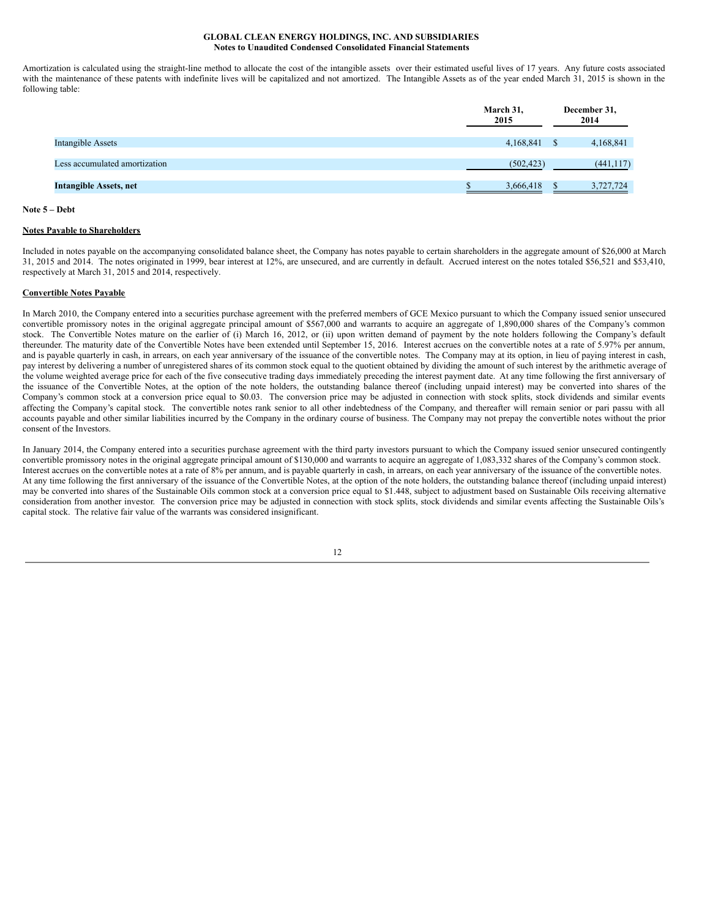Amortization is calculated using the straight-line method to allocate the cost of the intangible assets over their estimated useful lives of 17 years. Any future costs associated with the maintenance of these patents with indefinite lives will be capitalized and not amortized. The Intangible Assets as of the year ended March 31, 2015 is shown in the following table:

| | March 31, 2015 | December 31, 2014 |
|---|---|---|
| Intangible Assets | 4,168,841 | $ 4,168,841 |
| Less accumulated amortization | (502,423) | (441,117) |
| **Intangible Assets, net** | $ 3,666,418 | $ 3,727,724 |

**Note 5 – Debt**

**Notes Payable to Shareholders**

Included in notes payable on the accompanying consolidated balance sheet, the Company has notes payable to certain shareholders in the aggregate amount of $26,000 at March 31, 2015 and 2014. The notes originated in 1999, bear interest at 12%, are unsecured, and are currently in default. Accrued interest on the notes totaled $56,521 and $53,410, respectively at March 31, 2015 and 2014, respectively.

**Convertible Notes Payable**

In March 2010, the Company entered into a securities purchase agreement with the preferred members of GCE Mexico pursuant to which the Company issued senior unsecured convertible promissory notes in the original aggregate principal amount of $567,000 and warrants to acquire an aggregate of 1,890,000 shares of the Company's common stock. The Convertible Notes mature on the earlier of (i) March 16, 2012, or (ii) upon written demand of payment by the note holders following the Company's default thereunder. The maturity date of the Convertible Notes have been extended until September 15, 2016. Interest accrues on the convertible notes at a rate of 5.97% per annum, and is payable quarterly in cash, in arrears, on each year anniversary of the issuance of the convertible notes. The Company may at its option, in lieu of paying interest in cash, pay interest by delivering a number of unregistered shares of its common stock equal to the quotient obtained by dividing the amount of such interest by the arithmetic average of the volume weighted average price for each of the five consecutive trading days immediately preceding the interest payment date. At any time following the first anniversary of the issuance of the Convertible Notes, at the option of the note holders, the outstanding balance thereof (including unpaid interest) may be converted into shares of the Company's common stock at a conversion price equal to $0.03. The conversion price may be adjusted in connection with stock splits, stock dividends and similar events affecting the Company's capital stock. The convertible notes rank senior to all other indebtedness of the Company, and thereafter will remain senior or pari passu with all accounts payable and other similar liabilities incurred by the Company in the ordinary course of business. The Company may not prepay the convertible notes without the prior consent of the Investors.

In January 2014, the Company entered into a securities purchase agreement with the third party investors pursuant to which the Company issued senior unsecured contingently convertible promissory notes in the original aggregate principal amount of $130,000 and warrants to acquire an aggregate of 1,083,332 shares of the Company's common stock. Interest accrues on the convertible notes at a rate of 8% per annum, and is payable quarterly in cash, in arrears, on each year anniversary of the issuance of the convertible notes. At any time following the first anniversary of the issuance of the Convertible Notes, at the option of the note holders, the outstanding balance thereof (including unpaid interest) may be converted into shares of the Sustainable Oils common stock at a conversion price equal to $1.448, subject to adjustment based on Sustainable Oils receiving alternative consideration from another investor. The conversion price may be adjusted in connection with stock splits, stock dividends and similar events affecting the Sustainable Oils's capital stock. The relative fair value of the warrants was considered insignificant.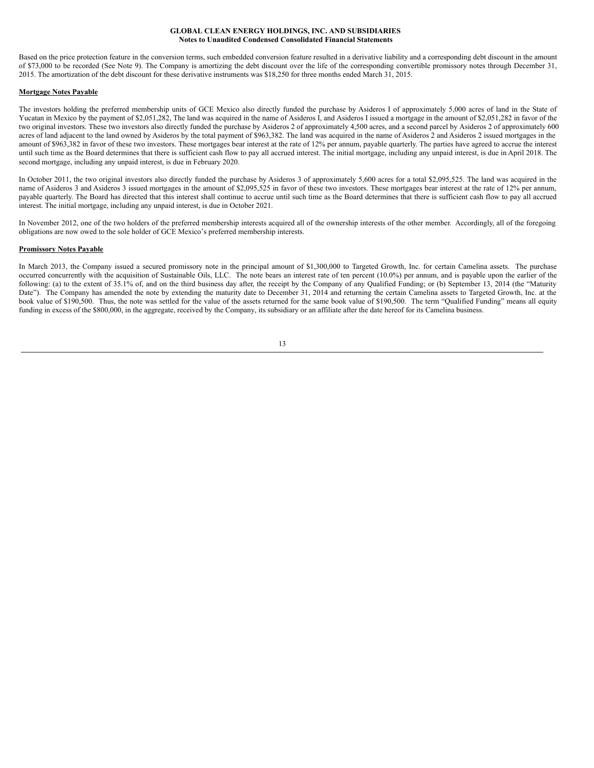Based on the price protection feature in the conversion terms, such embedded conversion feature resulted in a derivative liability and a corresponding debt discount in the amount of $73,000 to be recorded (See Note 9). The Company is amortizing the debt discount over the life of the corresponding convertible promissory notes through December 31, 2015. The amortization of the debt discount for these derivative instruments was $18,250 for three months ended March 31, 2015.

**Mortgage Notes Payable**

The investors holding the preferred membership units of GCE Mexico also directly funded the purchase by Asideros I of approximately 5,000 acres of land in the State of Yucatan in Mexico by the payment of $2,051,282, The land was acquired in the name of Asideros I, and Asideros I issued a mortgage in the amount of $2,051,282 in favor of the two original investors. These two investors also directly funded the purchase by Asideros 2 of approximately 4,500 acres, and a second parcel by Asideros 2 of approximately 600 acres of land adjacent to the land owned by Asideros by the total payment of $963,382. The land was acquired in the name of Asideros 2 and Asideros 2 issued mortgages in the amount of $963,382 in favor of these two investors. These mortgages bear interest at the rate of 12% per annum, payable quarterly. The parties have agreed to accrue the interest until such time as the Board determines that there is sufficient cash flow to pay all accrued interest. The initial mortgage, including any unpaid interest, is due in April 2018. The second mortgage, including any unpaid interest, is due in February 2020.

In October 2011, the two original investors also directly funded the purchase by Asideros 3 of approximately 5,600 acres for a total $2,095,525. The land was acquired in the name of Asideros 3 and Asideros 3 issued mortgages in the amount of $2,095,525 in favor of these two investors. These mortgages bear interest at the rate of 12% per annum, payable quarterly. The Board has directed that this interest shall continue to accrue until such time as the Board determines that there is sufficient cash flow to pay all accrued interest. The initial mortgage, including any unpaid interest, is due in October 2021.

In November 2012, one of the two holders of the preferred membership interests acquired all of the ownership interests of the other member. Accordingly, all of the foregoing obligations are now owed to the sole holder of GCE Mexico's preferred membership interests.

**Promissory Notes Payable**

In March 2013, the Company issued a secured promissory note in the principal amount of $1,300,000 to Targeted Growth, Inc. for certain Camelina assets. The purchase occurred concurrently with the acquisition of Sustainable Oils, LLC. The note bears an interest rate of ten percent (10.0%) per annum, and is payable upon the earlier of the following: (a) to the extent of 35.1% of, and on the third business day after, the receipt by the Company of any Qualified Funding; or (b) September 13, 2014 (the "Maturity Date"). The Company has amended the note by extending the maturity date to December 31, 2014 and returning the certain Camelina assets to Targeted Growth, Inc. at the book value of $190,500. Thus, the note was settled for the value of the assets returned for the same book value of $190,500. The term "Qualified Funding" means all equity funding in excess of the $800,000, in the aggregate, received by the Company, its subsidiary or an affiliate after the date hereof for its Camelina business.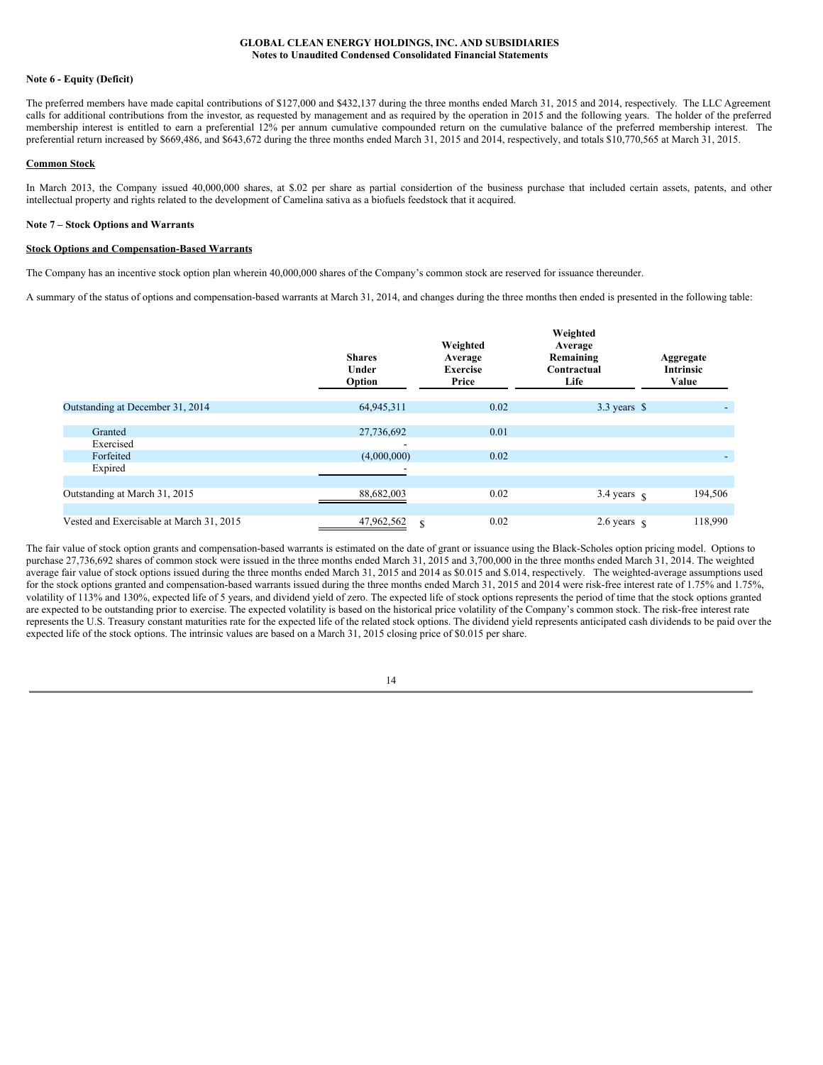**GLOBAL CLEAN ENERGY HOLDINGS, INC. AND SUBSIDIARIES**
**Notes to Unaudited Condensed Consolidated Financial Statements**

**Note 6 - Equity (Deficit)**

The preferred members have made capital contributions of $127,000 and $432,137 during the three months ended March 31, 2015 and 2014, respectively. The LLC Agreement calls for additional contributions from the investor, as requested by management and as required by the operation in 2015 and the following years. The holder of the preferred membership interest is entitled to earn a preferential 12% per annum cumulative compounded return on the cumulative balance of the preferred membership interest. The preferential return increased by $669,486, and $643,672 during the three months ended March 31, 2015 and 2014, respectively, and totals $10,770,565 at March 31, 2015.

**Common Stock**

In March 2013, the Company issued 40,000,000 shares, at $.02 per share as partial considertion of the business purchase that included certain assets, patents, and other intellectual property and rights related to the development of Camelina sativa as a biofuels feedstock that it acquired.

**Note 7 – Stock Options and Warrants**

**Stock Options and Compensation-Based Warrants**

The Company has an incentive stock option plan wherein 40,000,000 shares of the Company's common stock are reserved for issuance thereunder.

A summary of the status of options and compensation-based warrants at March 31, 2014, and changes during the three months then ended is presented in the following table:

| | Shares Under Option | Weighted Average Exercise Price | Weighted Average Remaining Contractual Life | Aggregate Intrinsic Value |
|---|---|---|---|---|
| Outstanding at December 31, 2014 | 64,945,311 | 0.02 | 3.3 years | $ - |
| Granted | 27,736,692 | 0.01 | | |
| Exercised | - | | | |
| Forfeited | (4,000,000) | 0.02 | | - |
| Expired | - | | | |
| Outstanding at March 31, 2015 | 88,682,003 | 0.02 | 3.4 years | $ 194,506 |
| Vested and Exercisable at March 31, 2015 | 47,962,562 | $ 0.02 | 2.6 years | $ 118,990 |

The fair value of stock option grants and compensation-based warrants is estimated on the date of grant or issuance using the Black-Scholes option pricing model. Options to purchase 27,736,692 shares of common stock were issued in the three months ended March 31, 2015 and 3,700,000 in the three months ended March 31, 2014. The weighted average fair value of stock options issued during the three months ended March 31, 2015 and 2014 as $0.015 and $.014, respectively. The weighted-average assumptions used for the stock options granted and compensation-based warrants issued during the three months ended March 31, 2015 and 2014 were risk-free interest rate of 1.75% and 1.75%, volatility of 113% and 130%, expected life of 5 years, and dividend yield of zero. The expected life of stock options represents the period of time that the stock options granted are expected to be outstanding prior to exercise. The expected volatility is based on the historical price volatility of the Company's common stock. The risk-free interest rate represents the U.S. Treasury constant maturities rate for the expected life of the related stock options. The dividend yield represents anticipated cash dividends to be paid over the expected life of the stock options. The intrinsic values are based on a March 31, 2015 closing price of $0.015 per share.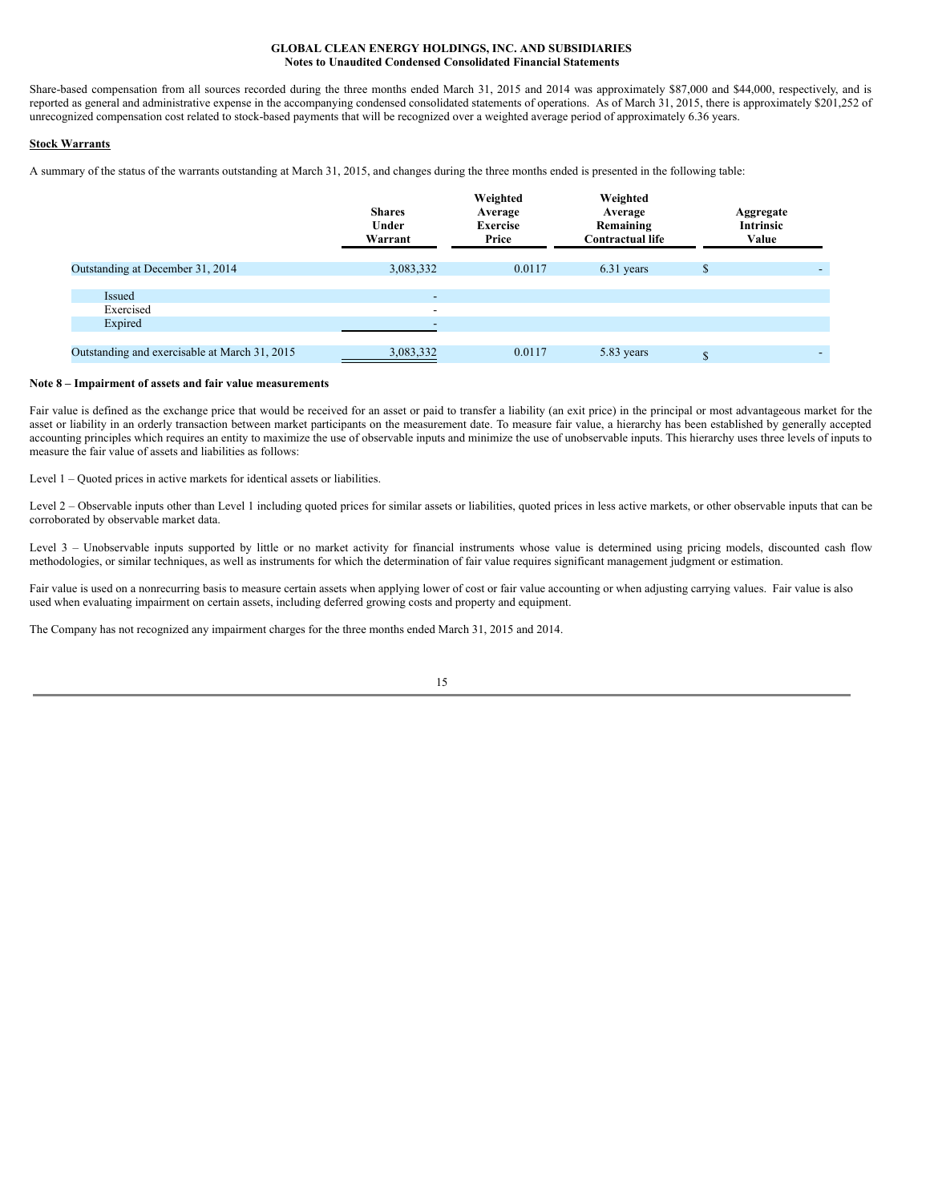Share-based compensation from all sources recorded during the three months ended March 31, 2015 and 2014 was approximately $87,000 and $44,000, respectively, and is reported as general and administrative expense in the accompanying condensed consolidated statements of operations. As of March 31, 2015, there is approximately $201,252 of unrecognized compensation cost related to stock-based payments that will be recognized over a weighted average period of approximately 6.36 years.

**Stock Warrants**

A summary of the status of the warrants outstanding at March 31, 2015, and changes during the three months ended is presented in the following table:

| | Shares Under Warrant | Weighted Average Exercise Price | Weighted Average Remaining Contractual life | Aggregate Intrinsic Value |
|---|---|---|---|---|
| Outstanding at December 31, 2014 | 3,083,332 | 0.0117 | 6.31 years | $ - |
| Issued | - | | | |
| Exercised | - | | | |
| Expired | - | | | |
| Outstanding and exercisable at March 31, 2015 | 3,083,332 | 0.0117 | 5.83 years | $ - |

**Note 8 – Impairment of assets and fair value measurements**

Fair value is defined as the exchange price that would be received for an asset or paid to transfer a liability (an exit price) in the principal or most advantageous market for the asset or liability in an orderly transaction between market participants on the measurement date. To measure fair value, a hierarchy has been established by generally accepted accounting principles which requires an entity to maximize the use of observable inputs and minimize the use of unobservable inputs. This hierarchy uses three levels of inputs to measure the fair value of assets and liabilities as follows:

Level 1 – Quoted prices in active markets for identical assets or liabilities.

Level 2 – Observable inputs other than Level 1 including quoted prices for similar assets or liabilities, quoted prices in less active markets, or other observable inputs that can be corroborated by observable market data.

Level 3 – Unobservable inputs supported by little or no market activity for financial instruments whose value is determined using pricing models, discounted cash flow methodologies, or similar techniques, as well as instruments for which the determination of fair value requires significant management judgment or estimation.

Fair value is used on a nonrecurring basis to measure certain assets when applying lower of cost or fair value accounting or when adjusting carrying values. Fair value is also used when evaluating impairment on certain assets, including deferred growing costs and property and equipment.

The Company has not recognized any impairment charges for the three months ended March 31, 2015 and 2014.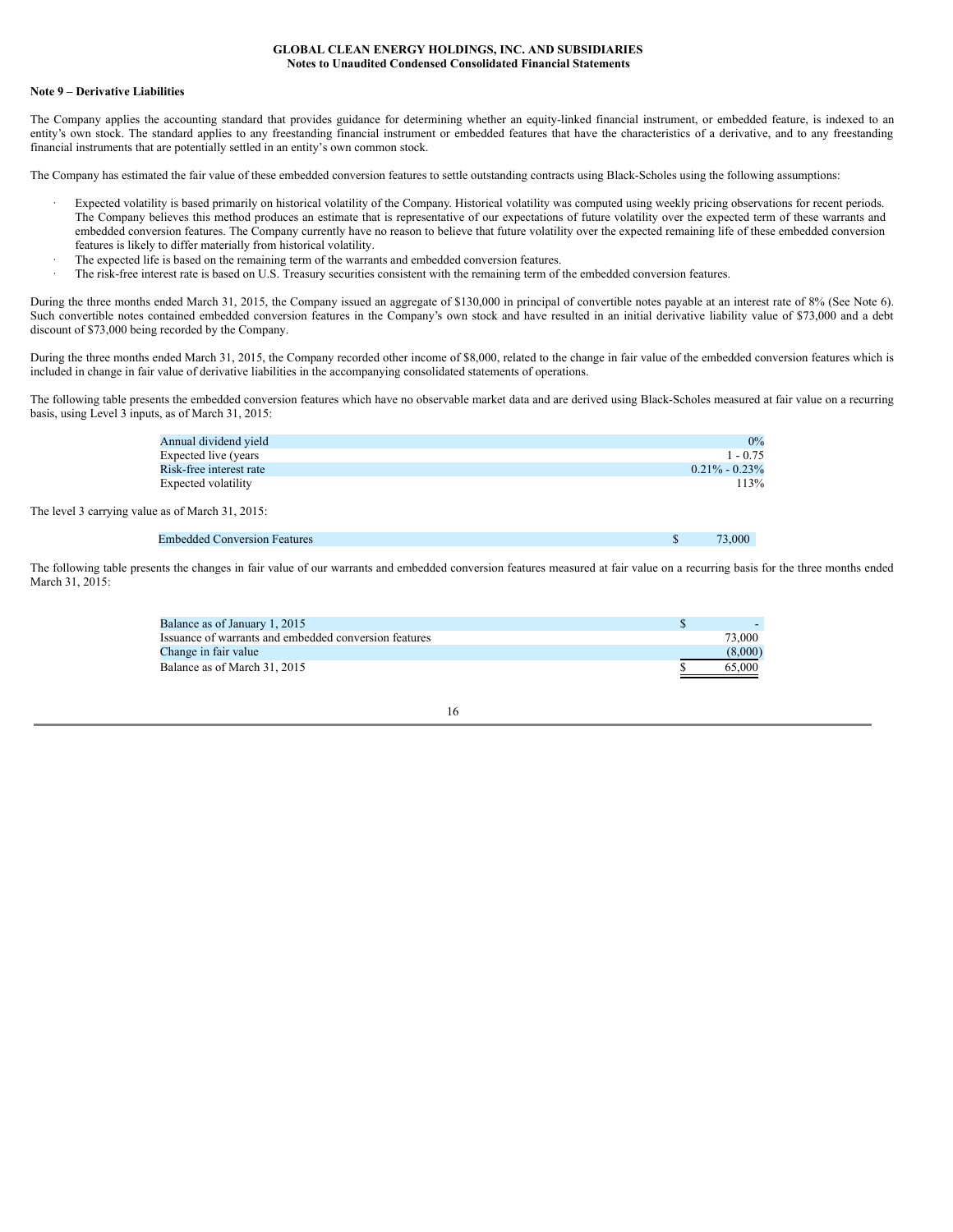GLOBAL CLEAN ENERGY HOLDINGS, INC. AND SUBSIDIARIES
Notes to Unaudited Condensed Consolidated Financial Statements

**Note 9 – Derivative Liabilities**

The Company applies the accounting standard that provides guidance for determining whether an equity-linked financial instrument, or embedded feature, is indexed to an entity's own stock. The standard applies to any freestanding financial instrument or embedded features that have the characteristics of a derivative, and to any freestanding financial instruments that are potentially settled in an entity's own common stock.

The Company has estimated the fair value of these embedded conversion features to settle outstanding contracts using Black-Scholes using the following assumptions:

- Expected volatility is based primarily on historical volatility of the Company. Historical volatility was computed using weekly pricing observations for recent periods. The Company believes this method produces an estimate that is representative of our expectations of future volatility over the expected term of these warrants and embedded conversion features. The Company currently have no reason to believe that future volatility over the expected remaining life of these embedded conversion features is likely to differ materially from historical volatility.
- The expected life is based on the remaining term of the warrants and embedded conversion features.
- The risk-free interest rate is based on U.S. Treasury securities consistent with the remaining term of the embedded conversion features.

During the three months ended March 31, 2015, the Company issued an aggregate of $130,000 in principal of convertible notes payable at an interest rate of 8% (See Note 6). Such convertible notes contained embedded conversion features in the Company's own stock and have resulted in an initial derivative liability value of $73,000 and a debt discount of $73,000 being recorded by the Company.

During the three months ended March 31, 2015, the Company recorded other income of $8,000, related to the change in fair value of the embedded conversion features which is included in change in fair value of derivative liabilities in the accompanying consolidated statements of operations.

The following table presents the embedded conversion features which have no observable market data and are derived using Black-Scholes measured at fair value on a recurring basis, using Level 3 inputs, as of March 31, 2015:

| | |
|---|---|
| Annual dividend yield | 0% |
| Expected live (years | 1 - 0.75 |
| Risk-free interest rate | 0.21% - 0.23% |
| Expected volatility | 113% |

The level 3 carrying value as of March 31, 2015:

| | |
|---|---|
| Embedded Conversion Features | $ 73,000 |

The following table presents the changes in fair value of our warrants and embedded conversion features measured at fair value on a recurring basis for the three months ended March 31, 2015:

| | |
|---|---|
| Balance as of January 1, 2015 | $ - |
| Issuance of warrants and embedded conversion features | 73,000 |
| Change in fair value | (8,000) |
| Balance as of March 31, 2015 | $ 65,000 |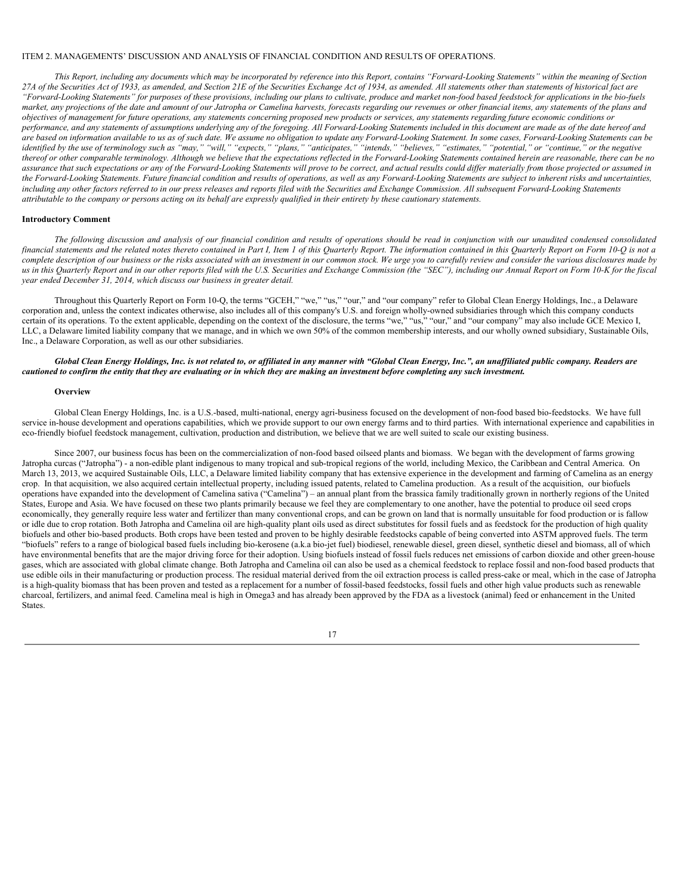ITEM 2. MANAGEMENTS' DISCUSSION AND ANALYSIS OF FINANCIAL CONDITION AND RESULTS OF OPERATIONS.

*This Report, including any documents which may be incorporated by reference into this Report, contains "Forward-Looking Statements" within the meaning of Section 27A of the Securities Act of 1933, as amended, and Section 21E of the Securities Exchange Act of 1934, as amended. All statements other than statements of historical fact are "Forward-Looking Statements" for purposes of these provisions, including our plans to cultivate, produce and market non-food based feedstock for applications in the bio-fuels market, any projections of the date and amount of our Jatropha or Camelina harvests, forecasts regarding our revenues or other financial items, any statements of the plans and objectives of management for future operations, any statements concerning proposed new products or services, any statements regarding future economic conditions or performance, and any statements of assumptions underlying any of the foregoing. All Forward-Looking Statements included in this document are made as of the date hereof and are based on information available to us as of such date. We assume no obligation to update any Forward-Looking Statement. In some cases, Forward-Looking Statements can be identified by the use of terminology such as "may," "will," "expects," "plans," "anticipates," "intends," "believes," "estimates," "potential," or "continue," or the negative thereof or other comparable terminology. Although we believe that the expectations reflected in the Forward-Looking Statements contained herein are reasonable, there can be no assurance that such expectations or any of the Forward-Looking Statements will prove to be correct, and actual results could differ materially from those projected or assumed in the Forward-Looking Statements. Future financial condition and results of operations, as well as any Forward-Looking Statements are subject to inherent risks and uncertainties, including any other factors referred to in our press releases and reports filed with the Securities and Exchange Commission. All subsequent Forward-Looking Statements attributable to the company or persons acting on its behalf are expressly qualified in their entirety by these cautionary statements.*

**Introductory Comment**

*The following discussion and analysis of our financial condition and results of operations should be read in conjunction with our unaudited condensed consolidated financial statements and the related notes thereto contained in Part I, Item 1 of this Quarterly Report. The information contained in this Quarterly Report on Form 10-Q is not a complete description of our business or the risks associated with an investment in our common stock. We urge you to carefully review and consider the various disclosures made by us in this Quarterly Report and in our other reports filed with the U.S. Securities and Exchange Commission (the "SEC"), including our Annual Report on Form 10-K for the fiscal year ended December 31, 2014, which discuss our business in greater detail.*

Throughout this Quarterly Report on Form 10-Q, the terms "GCEH," "we," "us," "our," and "our company" refer to Global Clean Energy Holdings, Inc., a Delaware corporation and, unless the context indicates otherwise, also includes all of this company's U.S. and foreign wholly-owned subsidiaries through which this company conducts certain of its operations. To the extent applicable, depending on the context of the disclosure, the terms "we," "us," "our," and "our company" may also include GCE Mexico I, LLC, a Delaware limited liability company that we manage, and in which we own 50% of the common membership interests, and our wholly owned subsidiary, Sustainable Oils, Inc., a Delaware Corporation, as well as our other subsidiaries.

***Global Clean Energy Holdings, Inc. is not related to, or affiliated in any manner with "Global Clean Energy, Inc.", an unaffiliated public company. Readers are cautioned to confirm the entity that they are evaluating or in which they are making an investment before completing any such investment.***

**Overview**

Global Clean Energy Holdings, Inc. is a U.S.-based, multi-national, energy agri-business focused on the development of non-food based bio-feedstocks. We have full service in-house development and operations capabilities, which we provide support to our own energy farms and to third parties. With international experience and capabilities in eco-friendly biofuel feedstock management, cultivation, production and distribution, we believe that we are well suited to scale our existing business.

Since 2007, our business focus has been on the commercialization of non-food based oilseed plants and biomass. We began with the development of farms growing Jatropha curcas ("Jatropha") - a non-edible plant indigenous to many tropical and sub-tropical regions of the world, including Mexico, the Caribbean and Central America. On March 13, 2013, we acquired Sustainable Oils, LLC, a Delaware limited liability company that has extensive experience in the development and farming of Camelina as an energy crop. In that acquisition, we also acquired certain intellectual property, including issued patents, related to Camelina production. As a result of the acquisition, our biofuels operations have expanded into the development of Camelina sativa ("Camelina") – an annual plant from the brassica family traditionally grown in northerly regions of the United States, Europe and Asia. We have focused on these two plants primarily because we feel they are complementary to one another, have the potential to produce oil seed crops economically, they generally require less water and fertilizer than many conventional crops, and can be grown on land that is normally unsuitable for food production or is fallow or idle due to crop rotation. Both Jatropha and Camelina oil are high-quality plant oils used as direct substitutes for fossil fuels and as feedstock for the production of high quality biofuels and other bio-based products. Both crops have been tested and proven to be highly desirable feedstocks capable of being converted into ASTM approved fuels. The term "biofuels" refers to a range of biological based fuels including bio-kerosene (a.k.a bio-jet fuel) biodiesel, renewable diesel, green diesel, synthetic diesel and biomass, all of which have environmental benefits that are the major driving force for their adoption. Using biofuels instead of fossil fuels reduces net emissions of carbon dioxide and other green-house gases, which are associated with global climate change. Both Jatropha and Camelina oil can also be used as a chemical feedstock to replace fossil and non-food based products that use edible oils in their manufacturing or production process. The residual material derived from the oil extraction process is called press-cake or meal, which in the case of Jatropha is a high-quality biomass that has been proven and tested as a replacement for a number of fossil-based feedstocks, fossil fuels and other high value products such as renewable charcoal, fertilizers, and animal feed. Camelina meal is high in Omega3 and has already been approved by the FDA as a livestock (animal) feed or enhancement in the United States.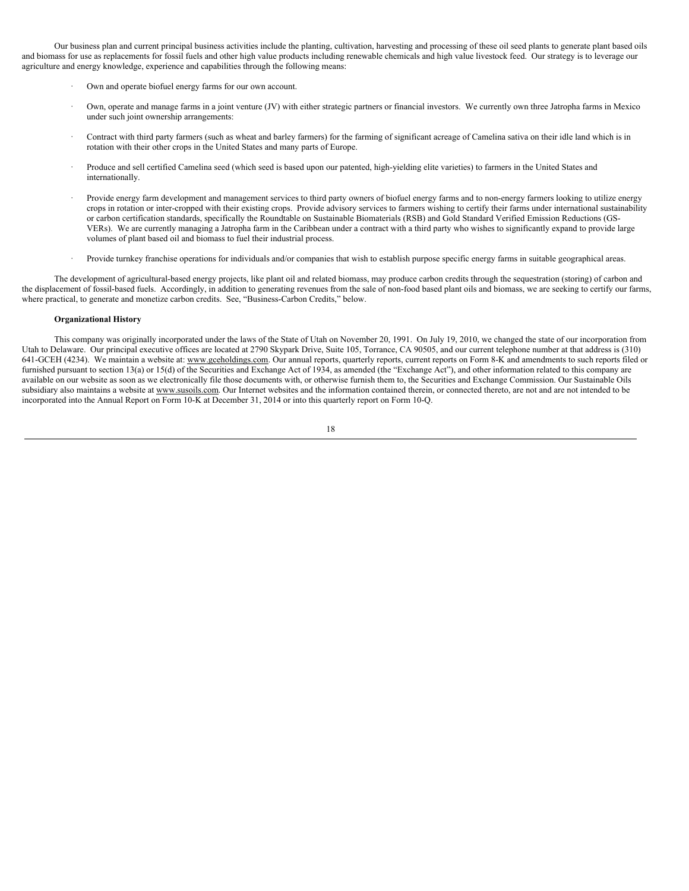Our business plan and current principal business activities include the planting, cultivation, harvesting and processing of these oil seed plants to generate plant based oils and biomass for use as replacements for fossil fuels and other high value products including renewable chemicals and high value livestock feed. Our strategy is to leverage our agriculture and energy knowledge, experience and capabilities through the following means:

- Own and operate biofuel energy farms for our own account.
- Own, operate and manage farms in a joint venture (JV) with either strategic partners or financial investors. We currently own three Jatropha farms in Mexico under such joint ownership arrangements:
- Contract with third party farmers (such as wheat and barley farmers) for the farming of significant acreage of Camelina sativa on their idle land which is in rotation with their other crops in the United States and many parts of Europe.
- Produce and sell certified Camelina seed (which seed is based upon our patented, high-yielding elite varieties) to farmers in the United States and internationally.
- Provide energy farm development and management services to third party owners of biofuel energy farms and to non-energy farmers looking to utilize energy crops in rotation or inter-cropped with their existing crops. Provide advisory services to farmers wishing to certify their farms under international sustainability or carbon certification standards, specifically the Roundtable on Sustainable Biomaterials (RSB) and Gold Standard Verified Emission Reductions (GS-VERs). We are currently managing a Jatropha farm in the Caribbean under a contract with a third party who wishes to significantly expand to provide large volumes of plant based oil and biomass to fuel their industrial process.
- Provide turnkey franchise operations for individuals and/or companies that wish to establish purpose specific energy farms in suitable geographical areas.

The development of agricultural-based energy projects, like plant oil and related biomass, may produce carbon credits through the sequestration (storing) of carbon and the displacement of fossil-based fuels. Accordingly, in addition to generating revenues from the sale of non-food based plant oils and biomass, we are seeking to certify our farms, where practical, to generate and monetize carbon credits. See, "Business-Carbon Credits," below.

**Organizational History**

This company was originally incorporated under the laws of the State of Utah on November 20, 1991. On July 19, 2010, we changed the state of our incorporation from Utah to Delaware. Our principal executive offices are located at 2790 Skypark Drive, Suite 105, Torrance, CA 90505, and our current telephone number at that address is (310) 641-GCEH (4234). We maintain a website at: www.gceholdings.com. Our annual reports, quarterly reports, current reports on Form 8-K and amendments to such reports filed or furnished pursuant to section 13(a) or 15(d) of the Securities and Exchange Act of 1934, as amended (the "Exchange Act"), and other information related to this company are available on our website as soon as we electronically file those documents with, or otherwise furnish them to, the Securities and Exchange Commission. Our Sustainable Oils subsidiary also maintains a website at www.susoils.com. Our Internet websites and the information contained therein, or connected thereto, are not and are not intended to be incorporated into the Annual Report on Form 10-K at December 31, 2014 or into this quarterly report on Form 10-Q.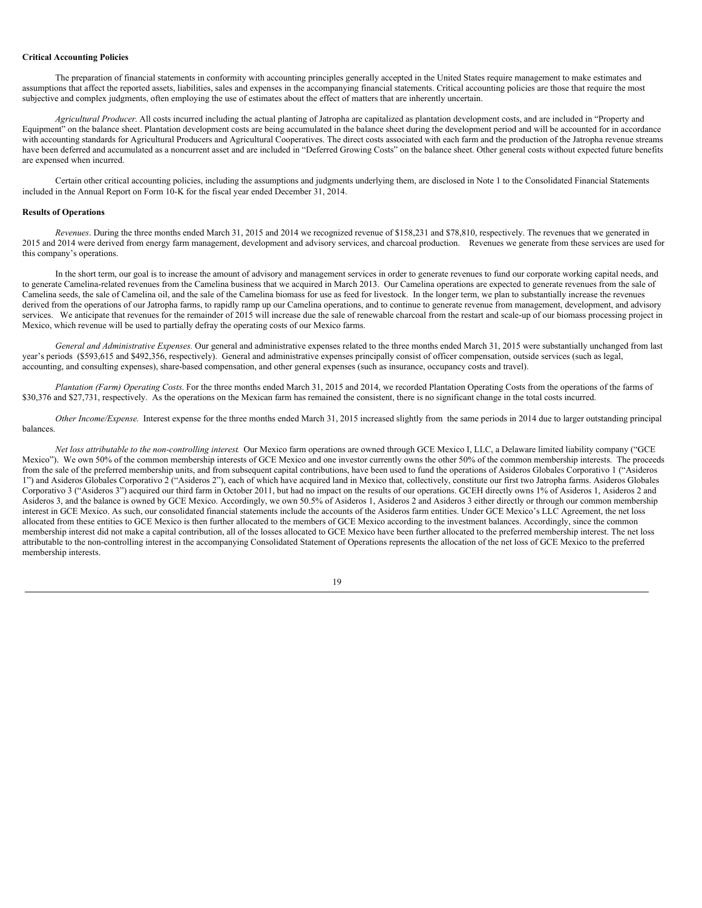**Critical Accounting Policies**

The preparation of financial statements in conformity with accounting principles generally accepted in the United States require management to make estimates and assumptions that affect the reported assets, liabilities, sales and expenses in the accompanying financial statements. Critical accounting policies are those that require the most subjective and complex judgments, often employing the use of estimates about the effect of matters that are inherently uncertain.

*Agricultural Producer.* All costs incurred including the actual planting of Jatropha are capitalized as plantation development costs, and are included in "Property and Equipment" on the balance sheet. Plantation development costs are being accumulated in the balance sheet during the development period and will be accounted for in accordance with accounting standards for Agricultural Producers and Agricultural Cooperatives. The direct costs associated with each farm and the production of the Jatropha revenue streams have been deferred and accumulated as a noncurrent asset and are included in "Deferred Growing Costs" on the balance sheet. Other general costs without expected future benefits are expensed when incurred.

Certain other critical accounting policies, including the assumptions and judgments underlying them, are disclosed in Note 1 to the Consolidated Financial Statements included in the Annual Report on Form 10-K for the fiscal year ended December 31, 2014.

**Results of Operations**

*Revenues*. During the three months ended March 31, 2015 and 2014 we recognized revenue of $158,231 and $78,810, respectively. The revenues that we generated in 2015 and 2014 were derived from energy farm management, development and advisory services, and charcoal production. Revenues we generate from these services are used for this company's operations.

In the short term, our goal is to increase the amount of advisory and management services in order to generate revenues to fund our corporate working capital needs, and to generate Camelina-related revenues from the Camelina business that we acquired in March 2013. Our Camelina operations are expected to generate revenues from the sale of Camelina seeds, the sale of Camelina oil, and the sale of the Camelina biomass for use as feed for livestock. In the longer term, we plan to substantially increase the revenues derived from the operations of our Jatropha farms, to rapidly ramp up our Camelina operations, and to continue to generate revenue from management, development, and advisory services. We anticipate that revenues for the remainder of 2015 will increase due the sale of renewable charcoal from the restart and scale-up of our biomass processing project in Mexico, which revenue will be used to partially defray the operating costs of our Mexico farms.

*General and Administrative Expenses.* Our general and administrative expenses related to the three months ended March 31, 2015 were substantially unchanged from last year's periods ($593,615 and $492,356, respectively). General and administrative expenses principally consist of officer compensation, outside services (such as legal, accounting, and consulting expenses), share-based compensation, and other general expenses (such as insurance, occupancy costs and travel).

*Plantation (Farm) Operating Costs*. For the three months ended March 31, 2015 and 2014, we recorded Plantation Operating Costs from the operations of the farms of $30,376 and $27,731, respectively. As the operations on the Mexican farm has remained the consistent, there is no significant change in the total costs incurred.

*Other Income/Expense.* Interest expense for the three months ended March 31, 2015 increased slightly from the same periods in 2014 due to larger outstanding principal balances.

*Net loss attributable to the non-controlling interest.* Our Mexico farm operations are owned through GCE Mexico I, LLC, a Delaware limited liability company ("GCE Mexico"). We own 50% of the common membership interests of GCE Mexico and one investor currently owns the other 50% of the common membership interests. The proceeds from the sale of the preferred membership units, and from subsequent capital contributions, have been used to fund the operations of Asideros Globales Corporativo 1 ("Asideros 1") and Asideros Globales Corporativo 2 ("Asideros 2"), each of which have acquired land in Mexico that, collectively, constitute our first two Jatropha farms. Asideros Globales Corporativo 3 ("Asideros 3") acquired our third farm in October 2011, but had no impact on the results of our operations. GCEH directly owns 1% of Asideros 1, Asideros 2 and Asideros 3, and the balance is owned by GCE Mexico. Accordingly, we own 50.5% of Asideros 1, Asideros 2 and Asideros 3 either directly or through our common membership interest in GCE Mexico. As such, our consolidated financial statements include the accounts of the Asideros farm entities. Under GCE Mexico's LLC Agreement, the net loss allocated from these entities to GCE Mexico is then further allocated to the members of GCE Mexico according to the investment balances. Accordingly, since the common membership interest did not make a capital contribution, all of the losses allocated to GCE Mexico have been further allocated to the preferred membership interest. The net loss attributable to the non-controlling interest in the accompanying Consolidated Statement of Operations represents the allocation of the net loss of GCE Mexico to the preferred membership interests.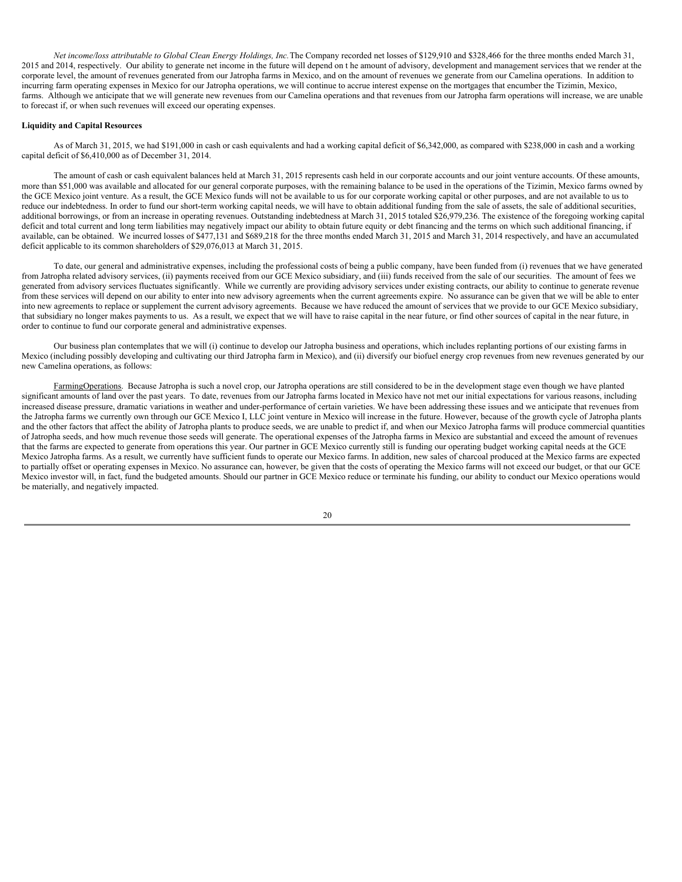*Net income/loss attributable to Global Clean Energy Holdings, Inc.* The Company recorded net losses of $129,910 and $328,466 for the three months ended March 31, 2015 and 2014, respectively. Our ability to generate net income in the future will depend on t he amount of advisory, development and management services that we render at the corporate level, the amount of revenues generated from our Jatropha farms in Mexico, and on the amount of revenues we generate from our Camelina operations. In addition to incurring farm operating expenses in Mexico for our Jatropha operations, we will continue to accrue interest expense on the mortgages that encumber the Tizimin, Mexico, farms. Although we anticipate that we will generate new revenues from our Camelina operations and that revenues from our Jatropha farm operations will increase, we are unable to forecast if, or when such revenues will exceed our operating expenses.

**Liquidity and Capital Resources**

As of March 31, 2015, we had $191,000 in cash or cash equivalents and had a working capital deficit of $6,342,000, as compared with $238,000 in cash and a working capital deficit of $6,410,000 as of December 31, 2014.

The amount of cash or cash equivalent balances held at March 31, 2015 represents cash held in our corporate accounts and our joint venture accounts. Of these amounts, more than $51,000 was available and allocated for our general corporate purposes, with the remaining balance to be used in the operations of the Tizimin, Mexico farms owned by the GCE Mexico joint venture. As a result, the GCE Mexico funds will not be available to us for our corporate working capital or other purposes, and are not available to us to reduce our indebtedness. In order to fund our short-term working capital needs, we will have to obtain additional funding from the sale of assets, the sale of additional securities, additional borrowings, or from an increase in operating revenues. Outstanding indebtedness at March 31, 2015 totaled $26,979,236. The existence of the foregoing working capital deficit and total current and long term liabilities may negatively impact our ability to obtain future equity or debt financing and the terms on which such additional financing, if available, can be obtained. We incurred losses of $477,131 and $689,218 for the three months ended March 31, 2015 and March 31, 2014 respectively, and have an accumulated deficit applicable to its common shareholders of $29,076,013 at March 31, 2015.

To date, our general and administrative expenses, including the professional costs of being a public company, have been funded from (i) revenues that we have generated from Jatropha related advisory services, (ii) payments received from our GCE Mexico subsidiary, and (iii) funds received from the sale of our securities. The amount of fees we generated from advisory services fluctuates significantly. While we currently are providing advisory services under existing contracts, our ability to continue to generate revenue from these services will depend on our ability to enter into new advisory agreements when the current agreements expire. No assurance can be given that we will be able to enter into new agreements to replace or supplement the current advisory agreements. Because we have reduced the amount of services that we provide to our GCE Mexico subsidiary, that subsidiary no longer makes payments to us. As a result, we expect that we will have to raise capital in the near future, or find other sources of capital in the near future, in order to continue to fund our corporate general and administrative expenses.

Our business plan contemplates that we will (i) continue to develop our Jatropha business and operations, which includes replanting portions of our existing farms in Mexico (including possibly developing and cultivating our third Jatropha farm in Mexico), and (ii) diversify our biofuel energy crop revenues from new revenues generated by our new Camelina operations, as follows:

FarmingOperations. Because Jatropha is such a novel crop, our Jatropha operations are still considered to be in the development stage even though we have planted significant amounts of land over the past years. To date, revenues from our Jatropha farms located in Mexico have not met our initial expectations for various reasons, including increased disease pressure, dramatic variations in weather and under-performance of certain varieties. We have been addressing these issues and we anticipate that revenues from the Jatropha farms we currently own through our GCE Mexico I, LLC joint venture in Mexico will increase in the future. However, because of the growth cycle of Jatropha plants and the other factors that affect the ability of Jatropha plants to produce seeds, we are unable to predict if, and when our Mexico Jatropha farms will produce commercial quantities of Jatropha seeds, and how much revenue those seeds will generate. The operational expenses of the Jatropha farms in Mexico are substantial and exceed the amount of revenues that the farms are expected to generate from operations this year. Our partner in GCE Mexico currently still is funding our operating budget working capital needs at the GCE Mexico Jatropha farms. As a result, we currently have sufficient funds to operate our Mexico farms. In addition, new sales of charcoal produced at the Mexico farms are expected to partially offset or operating expenses in Mexico. No assurance can, however, be given that the costs of operating the Mexico farms will not exceed our budget, or that our GCE Mexico investor will, in fact, fund the budgeted amounts. Should our partner in GCE Mexico reduce or terminate his funding, our ability to conduct our Mexico operations would be materially, and negatively impacted.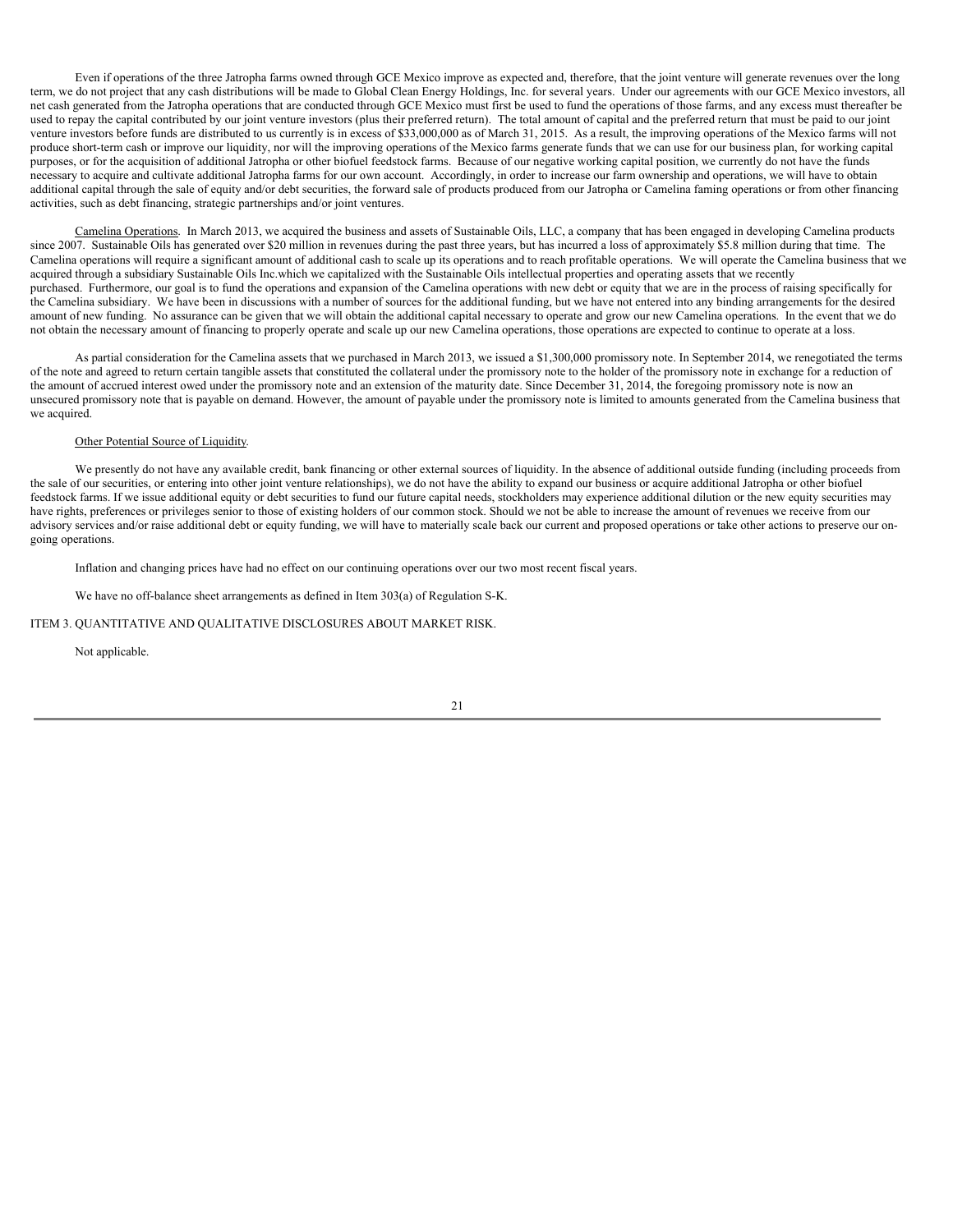Even if operations of the three Jatropha farms owned through GCE Mexico improve as expected and, therefore, that the joint venture will generate revenues over the long term, we do not project that any cash distributions will be made to Global Clean Energy Holdings, Inc. for several years. Under our agreements with our GCE Mexico investors, all net cash generated from the Jatropha operations that are conducted through GCE Mexico must first be used to fund the operations of those farms, and any excess must thereafter be used to repay the capital contributed by our joint venture investors (plus their preferred return). The total amount of capital and the preferred return that must be paid to our joint venture investors before funds are distributed to us currently is in excess of $33,000,000 as of March 31, 2015. As a result, the improving operations of the Mexico farms will not produce short-term cash or improve our liquidity, nor will the improving operations of the Mexico farms generate funds that we can use for our business plan, for working capital purposes, or for the acquisition of additional Jatropha or other biofuel feedstock farms. Because of our negative working capital position, we currently do not have the funds necessary to acquire and cultivate additional Jatropha farms for our own account. Accordingly, in order to increase our farm ownership and operations, we will have to obtain additional capital through the sale of equity and/or debt securities, the forward sale of products produced from our Jatropha or Camelina faming operations or from other financing activities, such as debt financing, strategic partnerships and/or joint ventures.

Camelina Operations. In March 2013, we acquired the business and assets of Sustainable Oils, LLC, a company that has been engaged in developing Camelina products since 2007. Sustainable Oils has generated over $20 million in revenues during the past three years, but has incurred a loss of approximately $5.8 million during that time. The Camelina operations will require a significant amount of additional cash to scale up its operations and to reach profitable operations. We will operate the Camelina business that we acquired through a subsidiary Sustainable Oils Inc.which we capitalized with the Sustainable Oils intellectual properties and operating assets that we recently purchased. Furthermore, our goal is to fund the operations and expansion of the Camelina operations with new debt or equity that we are in the process of raising specifically for the Camelina subsidiary. We have been in discussions with a number of sources for the additional funding, but we have not entered into any binding arrangements for the desired amount of new funding. No assurance can be given that we will obtain the additional capital necessary to operate and grow our new Camelina operations. In the event that we do not obtain the necessary amount of financing to properly operate and scale up our new Camelina operations, those operations are expected to continue to operate at a loss.

As partial consideration for the Camelina assets that we purchased in March 2013, we issued a $1,300,000 promissory note. In September 2014, we renegotiated the terms of the note and agreed to return certain tangible assets that constituted the collateral under the promissory note to the holder of the promissory note in exchange for a reduction of the amount of accrued interest owed under the promissory note and an extension of the maturity date. Since December 31, 2014, the foregoing promissory note is now an unsecured promissory note that is payable on demand. However, the amount of payable under the promissory note is limited to amounts generated from the Camelina business that we acquired.

Other Potential Source of Liquidity.

We presently do not have any available credit, bank financing or other external sources of liquidity. In the absence of additional outside funding (including proceeds from the sale of our securities, or entering into other joint venture relationships), we do not have the ability to expand our business or acquire additional Jatropha or other biofuel feedstock farms. If we issue additional equity or debt securities to fund our future capital needs, stockholders may experience additional dilution or the new equity securities may have rights, preferences or privileges senior to those of existing holders of our common stock. Should we not be able to increase the amount of revenues we receive from our advisory services and/or raise additional debt or equity funding, we will have to materially scale back our current and proposed operations or take other actions to preserve our on-going operations.

Inflation and changing prices have had no effect on our continuing operations over our two most recent fiscal years.

We have no off-balance sheet arrangements as defined in Item 303(a) of Regulation S-K.

## ITEM 3. QUANTITATIVE AND QUALITATIVE DISCLOSURES ABOUT MARKET RISK.

Not applicable.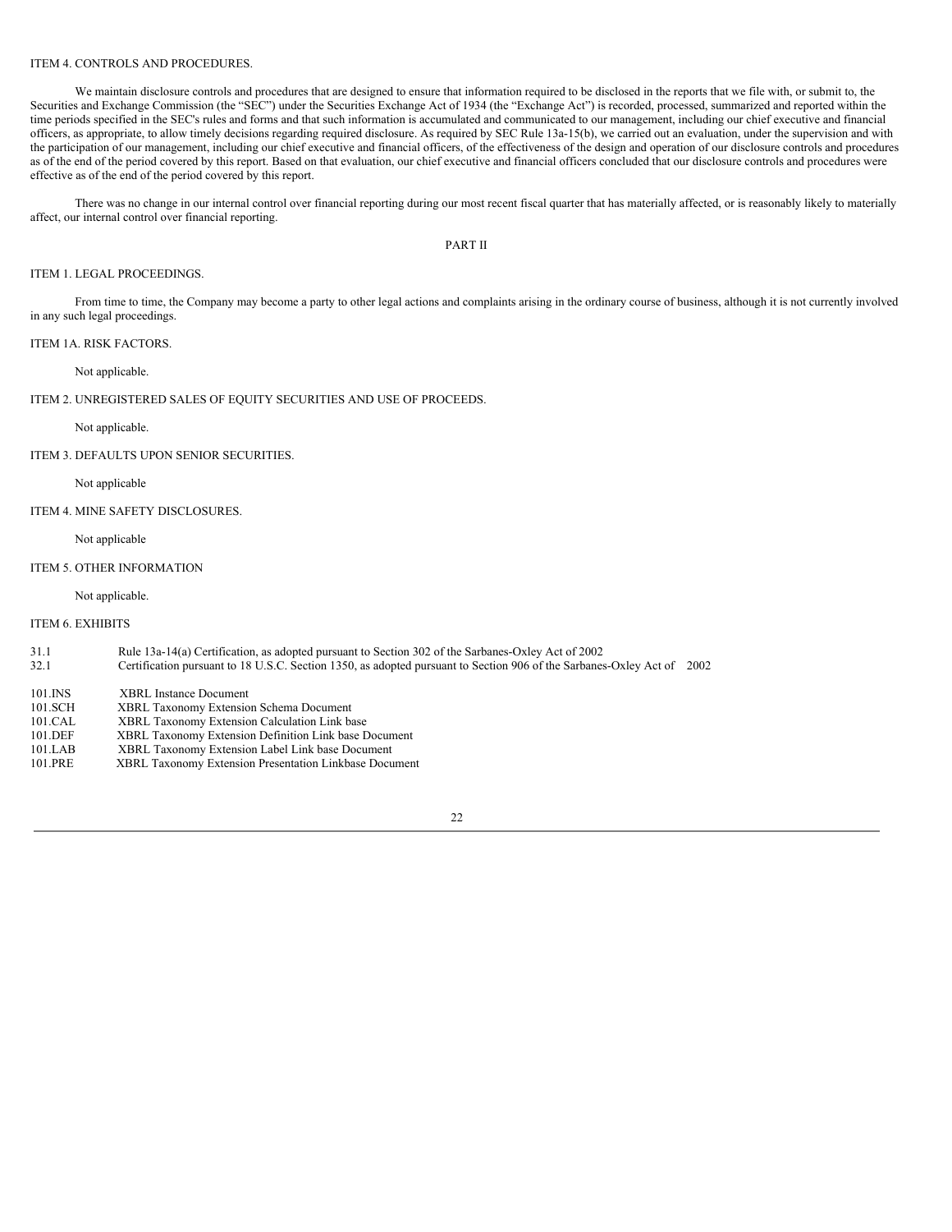### ITEM 4. CONTROLS AND PROCEDURES.

We maintain disclosure controls and procedures that are designed to ensure that information required to be disclosed in the reports that we file with, or submit to, the Securities and Exchange Commission (the "SEC") under the Securities Exchange Act of 1934 (the "Exchange Act") is recorded, processed, summarized and reported within the time periods specified in the SEC's rules and forms and that such information is accumulated and communicated to our management, including our chief executive and financial officers, as appropriate, to allow timely decisions regarding required disclosure. As required by SEC Rule 13a-15(b), we carried out an evaluation, under the supervision and with the participation of our management, including our chief executive and financial officers, of the effectiveness of the design and operation of our disclosure controls and procedures as of the end of the period covered by this report. Based on that evaluation, our chief executive and financial officers concluded that our disclosure controls and procedures were effective as of the end of the period covered by this report.

There was no change in our internal control over financial reporting during our most recent fiscal quarter that has materially affected, or is reasonably likely to materially affect, our internal control over financial reporting.

## PART II

### ITEM 1. LEGAL PROCEEDINGS.

From time to time, the Company may become a party to other legal actions and complaints arising in the ordinary course of business, although it is not currently involved in any such legal proceedings.

### ITEM 1A. RISK FACTORS.

Not applicable.

### ITEM 2. UNREGISTERED SALES OF EQUITY SECURITIES AND USE OF PROCEEDS.

Not applicable.

### ITEM 3. DEFAULTS UPON SENIOR SECURITIES.

Not applicable

### ITEM 4. MINE SAFETY DISCLOSURES.

Not applicable

### ITEM 5. OTHER INFORMATION

Not applicable.

### ITEM 6. EXHIBITS

| | |
|---|---|
| 31.1 | Rule 13a-14(a) Certification, as adopted pursuant to Section 302 of the Sarbanes-Oxley Act of 2002 |
| 32.1 | Certification pursuant to 18 U.S.C. Section 1350, as adopted pursuant to Section 906 of the Sarbanes-Oxley Act of 2002 |
| 101.INS | XBRL Instance Document |
| 101.SCH | XBRL Taxonomy Extension Schema Document |
| 101.CAL | XBRL Taxonomy Extension Calculation Link base |
| 101.DEF | XBRL Taxonomy Extension Definition Link base Document |
| 101.LAB | XBRL Taxonomy Extension Label Link base Document |
| 101.PRE | XBRL Taxonomy Extension Presentation Linkbase Document |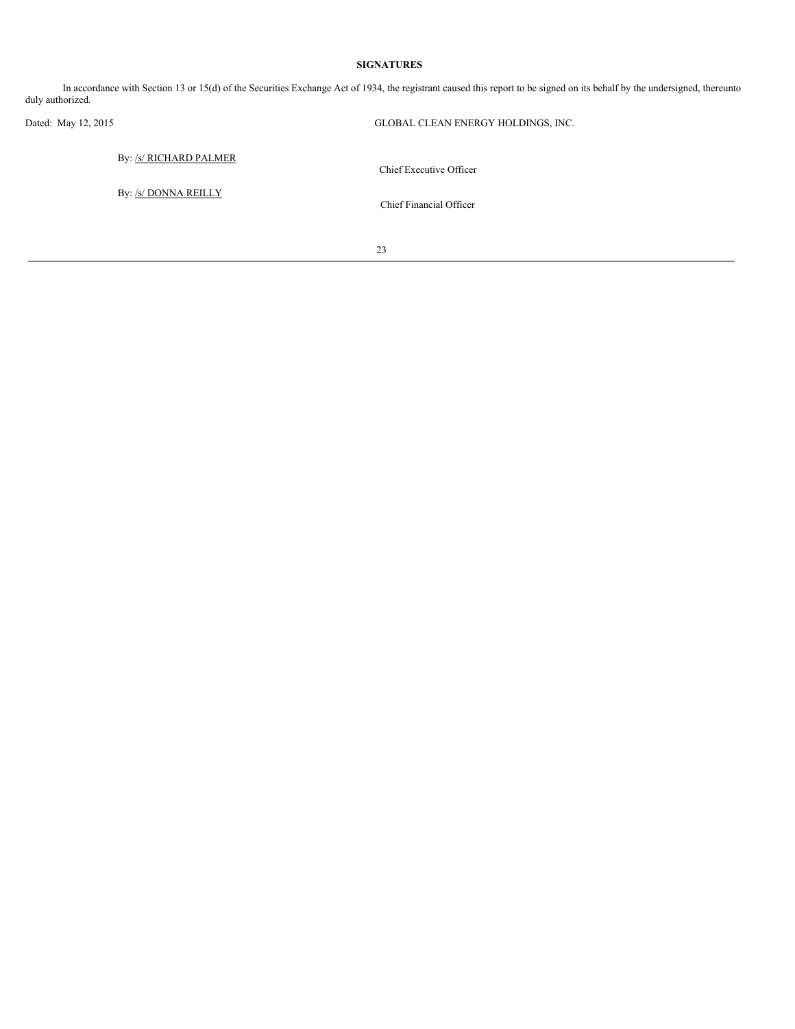## SIGNATURES

In accordance with Section 13 or 15(d) of the Securities Exchange Act of 1934, the registrant caused this report to be signed on its behalf by the undersigned, thereunto duly authorized.

Dated: May 12, 2015

GLOBAL CLEAN ENERGY HOLDINGS, INC.

By: /s/ RICHARD PALMER
Chief Executive Officer

By: /s/ DONNA REILLY
Chief Financial Officer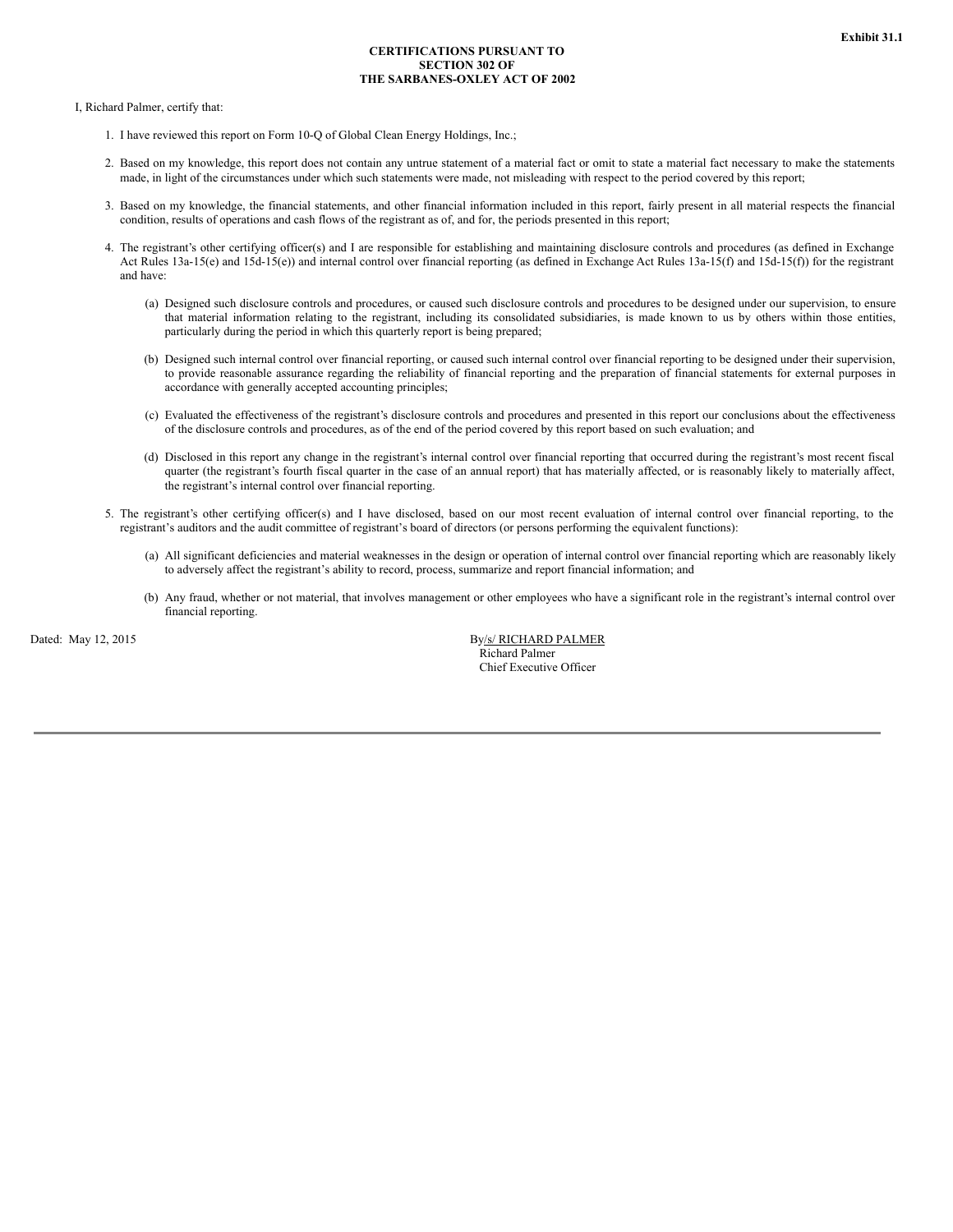Exhibit 31.1

**CERTIFICATIONS PURSUANT TO SECTION 302 OF THE SARBANES-OXLEY ACT OF 2002**

I, Richard Palmer, certify that:

1. I have reviewed this report on Form 10-Q of Global Clean Energy Holdings, Inc.;

2. Based on my knowledge, this report does not contain any untrue statement of a material fact or omit to state a material fact necessary to make the statements made, in light of the circumstances under which such statements were made, not misleading with respect to the period covered by this report;

3. Based on my knowledge, the financial statements, and other financial information included in this report, fairly present in all material respects the financial condition, results of operations and cash flows of the registrant as of, and for, the periods presented in this report;

4. The registrant's other certifying officer(s) and I are responsible for establishing and maintaining disclosure controls and procedures (as defined in Exchange Act Rules 13a-15(e) and 15d-15(e)) and internal control over financial reporting (as defined in Exchange Act Rules 13a-15(f) and 15d-15(f)) for the registrant and have:

   (a) Designed such disclosure controls and procedures, or caused such disclosure controls and procedures to be designed under our supervision, to ensure that material information relating to the registrant, including its consolidated subsidiaries, is made known to us by others within those entities, particularly during the period in which this quarterly report is being prepared;

   (b) Designed such internal control over financial reporting, or caused such internal control over financial reporting to be designed under their supervision, to provide reasonable assurance regarding the reliability of financial reporting and the preparation of financial statements for external purposes in accordance with generally accepted accounting principles;

   (c) Evaluated the effectiveness of the registrant's disclosure controls and procedures and presented in this report our conclusions about the effectiveness of the disclosure controls and procedures, as of the end of the period covered by this report based on such evaluation; and

   (d) Disclosed in this report any change in the registrant's internal control over financial reporting that occurred during the registrant's most recent fiscal quarter (the registrant's fourth fiscal quarter in the case of an annual report) that has materially affected, or is reasonably likely to materially affect, the registrant's internal control over financial reporting.

5. The registrant's other certifying officer(s) and I have disclosed, based on our most recent evaluation of internal control over financial reporting, to the registrant's auditors and the audit committee of registrant's board of directors (or persons performing the equivalent functions):

   (a) All significant deficiencies and material weaknesses in the design or operation of internal control over financial reporting which are reasonably likely to adversely affect the registrant's ability to record, process, summarize and report financial information; and

   (b) Any fraud, whether or not material, that involves management or other employees who have a significant role in the registrant's internal control over financial reporting.

Dated: May 12, 2015

By/s/ RICHARD PALMER
Richard Palmer
Chief Executive Officer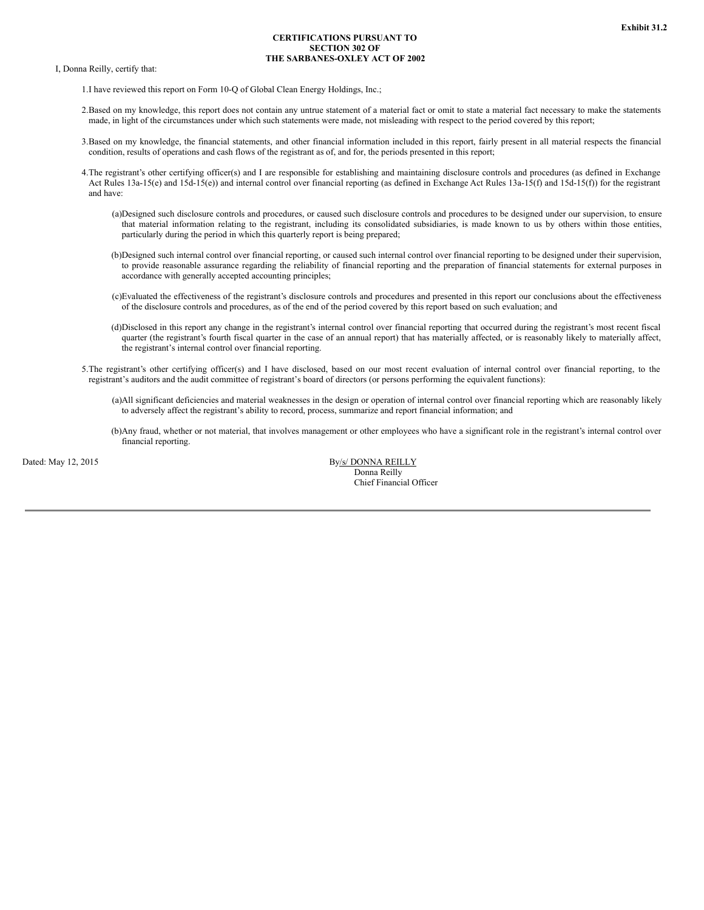**Exhibit 31.2**

**CERTIFICATIONS PURSUANT TO SECTION 302 OF THE SARBANES-OXLEY ACT OF 2002**

I, Donna Reilly, certify that:

1. I have reviewed this report on Form 10-Q of Global Clean Energy Holdings, Inc.;

2. Based on my knowledge, this report does not contain any untrue statement of a material fact or omit to state a material fact necessary to make the statements made, in light of the circumstances under which such statements were made, not misleading with respect to the period covered by this report;

3. Based on my knowledge, the financial statements, and other financial information included in this report, fairly present in all material respects the financial condition, results of operations and cash flows of the registrant as of, and for, the periods presented in this report;

4. The registrant's other certifying officer(s) and I are responsible for establishing and maintaining disclosure controls and procedures (as defined in Exchange Act Rules 13a-15(e) and 15d-15(e)) and internal control over financial reporting (as defined in Exchange Act Rules 13a-15(f) and 15d-15(f)) for the registrant and have:

   (a) Designed such disclosure controls and procedures, or caused such disclosure controls and procedures to be designed under our supervision, to ensure that material information relating to the registrant, including its consolidated subsidiaries, is made known to us by others within those entities, particularly during the period in which this quarterly report is being prepared;

   (b) Designed such internal control over financial reporting, or caused such internal control over financial reporting to be designed under their supervision, to provide reasonable assurance regarding the reliability of financial reporting and the preparation of financial statements for external purposes in accordance with generally accepted accounting principles;

   (c) Evaluated the effectiveness of the registrant's disclosure controls and procedures and presented in this report our conclusions about the effectiveness of the disclosure controls and procedures, as of the end of the period covered by this report based on such evaluation; and

   (d) Disclosed in this report any change in the registrant's internal control over financial reporting that occurred during the registrant's most recent fiscal quarter (the registrant's fourth fiscal quarter in the case of an annual report) that has materially affected, or is reasonably likely to materially affect, the registrant's internal control over financial reporting.

5. The registrant's other certifying officer(s) and I have disclosed, based on our most recent evaluation of internal control over financial reporting, to the registrant's auditors and the audit committee of registrant's board of directors (or persons performing the equivalent functions):

   (a) All significant deficiencies and material weaknesses in the design or operation of internal control over financial reporting which are reasonably likely to adversely affect the registrant's ability to record, process, summarize and report financial information; and

   (b) Any fraud, whether or not material, that involves management or other employees who have a significant role in the registrant's internal control over financial reporting.

Dated: May 12, 2015

By /s/ DONNA REILLY
Donna Reilly
Chief Financial Officer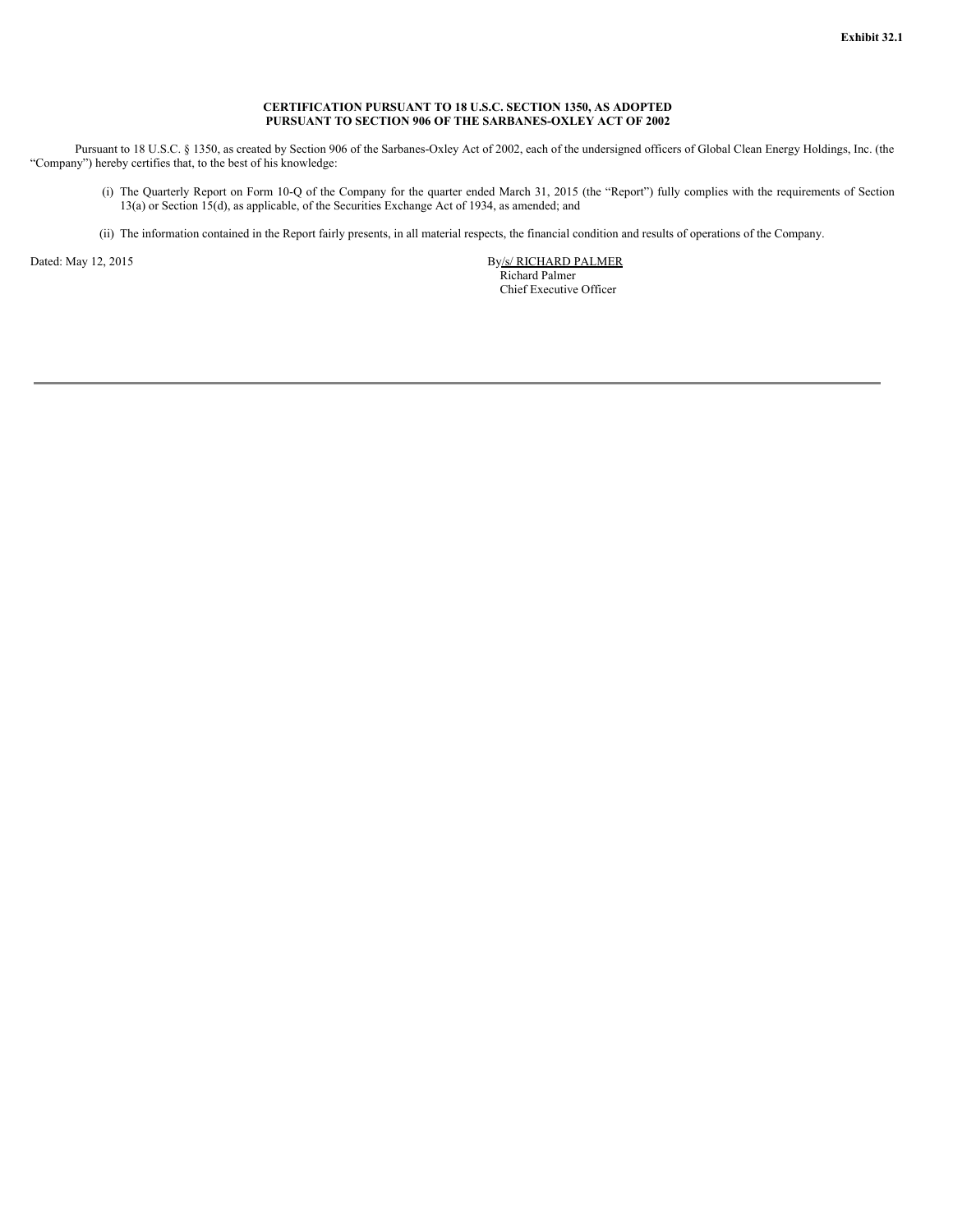**Exhibit 32.1**

**CERTIFICATION PURSUANT TO 18 U.S.C. SECTION 1350, AS ADOPTED PURSUANT TO SECTION 906 OF THE SARBANES-OXLEY ACT OF 2002**

Pursuant to 18 U.S.C. § 1350, as created by Section 906 of the Sarbanes-Oxley Act of 2002, each of the undersigned officers of Global Clean Energy Holdings, Inc. (the "Company") hereby certifies that, to the best of his knowledge:

(i) The Quarterly Report on Form 10-Q of the Company for the quarter ended March 31, 2015 (the "Report") fully complies with the requirements of Section 13(a) or Section 15(d), as applicable, of the Securities Exchange Act of 1934, as amended; and

(ii) The information contained in the Report fairly presents, in all material respects, the financial condition and results of operations of the Company.

Dated: May 12, 2015

By /s/ RICHARD PALMER
Richard Palmer
Chief Executive Officer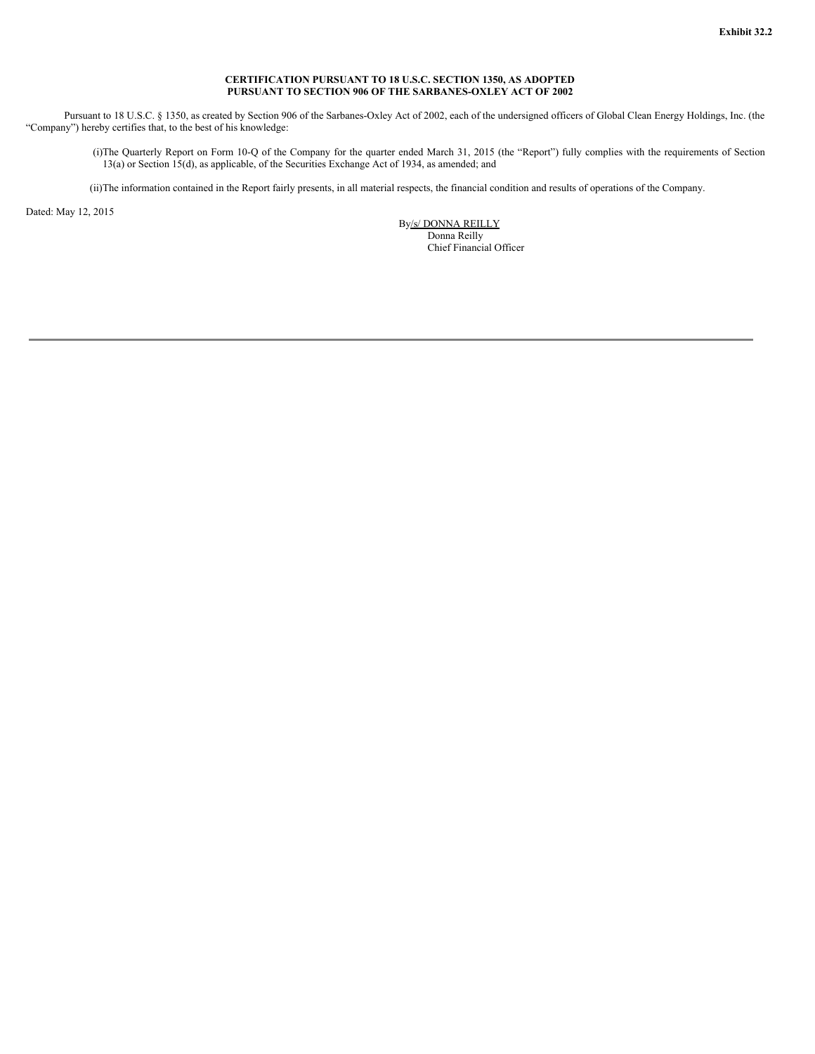**Exhibit 32.2**

**CERTIFICATION PURSUANT TO 18 U.S.C. SECTION 1350, AS ADOPTED PURSUANT TO SECTION 906 OF THE SARBANES-OXLEY ACT OF 2002**

Pursuant to 18 U.S.C. § 1350, as created by Section 906 of the Sarbanes-Oxley Act of 2002, each of the undersigned officers of Global Clean Energy Holdings, Inc. (the "Company") hereby certifies that, to the best of his knowledge:

(i)The Quarterly Report on Form 10-Q of the Company for the quarter ended March 31, 2015 (the "Report") fully complies with the requirements of Section 13(a) or Section 15(d), as applicable, of the Securities Exchange Act of 1934, as amended; and

(ii)The information contained in the Report fairly presents, in all material respects, the financial condition and results of operations of the Company.

Dated: May 12, 2015

By/s/ DONNA REILLY
Donna Reilly
Chief Financial Officer